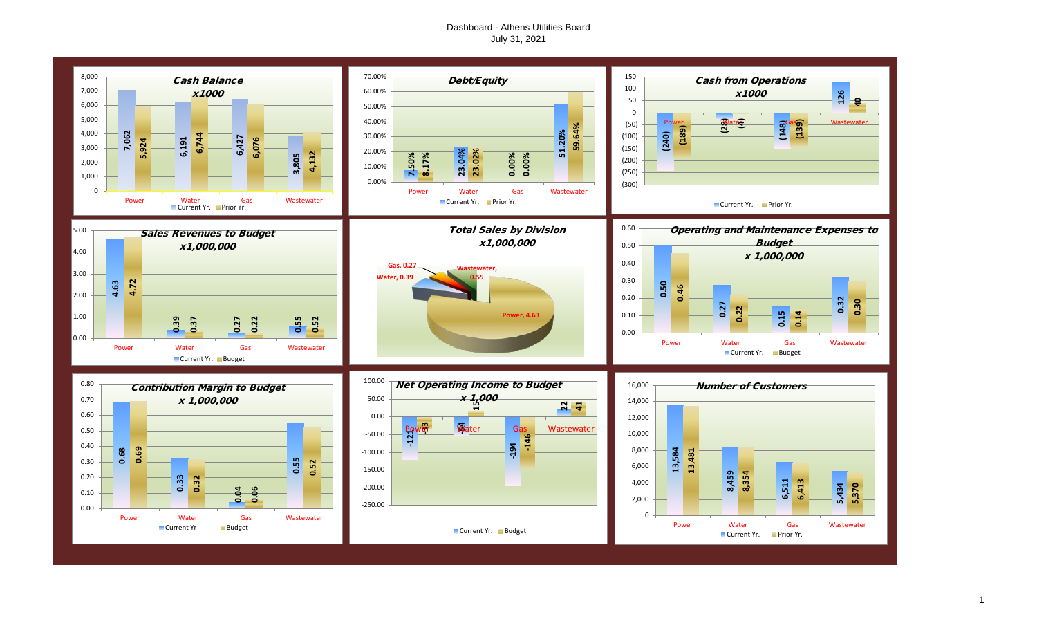# Dashboard - Athens Utilities Board
July 31, 2021

## Cash Balance x1000

| | Power | Water | Gas | Wastewater |
|---|---|---|---|---|
| Current Yr. | 7,062 | 6,191 | 6,427 | 3,805 |
| Prior Yr. | 5,924 | 6,744 | 6,076 | 4,132 |

## Debt/Equity

| | Power | Water | Gas | Wastewater |
|---|---|---|---|---|
| Current Yr. | 7.50% | 23.04% | 0.00% | 51.20% |
| Prior Yr. | 8.17% | 23.02% | 0.00% | 59.64% |

## Cash from Operations x1000

| | Power | Water | Gas | Wastewater |
|---|---|---|---|---|
| Current Yr. | (240) | (28) | (148) | 126 |
| Prior Yr. | (189) | (4) | (139) | 40 |

## Sales Revenues to Budget x1,000,000

| | Power | Water | Gas | Wastewater |
|---|---|---|---|---|
| Current Yr. | 4.63 | 0.39 | 0.27 | 0.55 |
| Budget | 4.72 | 0.37 | 0.22 | 0.52 |

## Total Sales by Division x1,000,000

| Division | Sales |
|---|---|
| Power | 4.63 |
| Water | 0.39 |
| Gas | 0.27 |
| Wastewater | 0.55 |

## Operating and Maintenance Expenses to Budget x 1,000,000

| | Power | Water | Gas | Wastewater |
|---|---|---|---|---|
| Current Yr. | 0.50 | 0.27 | 0.15 | 0.32 |
| Budget | 0.46 | 0.22 | 0.14 | 0.30 |

## Contribution Margin to Budget x 1,000,000

| | Power | Water | Gas | Wastewater |
|---|---|---|---|---|
| Current Yr | 0.68 | 0.33 | 0.04 | 0.55 |
| Budget | 0.69 | 0.32 | 0.06 | 0.52 |

## Net Operating Income to Budget x 1,000

| | Power | Water | Gas | Wastewater |
|---|---|---|---|---|
| Current Yr. | -121 | -44 | -194 | 22 |
| Budget | -33 | 15 | -146 | 41 |

## Number of Customers

| | Power | Water | Gas | Wastewater |
|---|---|---|---|---|
| Current Yr. | 13,584 | 8,459 | 6,511 | 5,434 |
| Prior Yr. | 13,481 | 8,354 | 6,413 | 5,370 |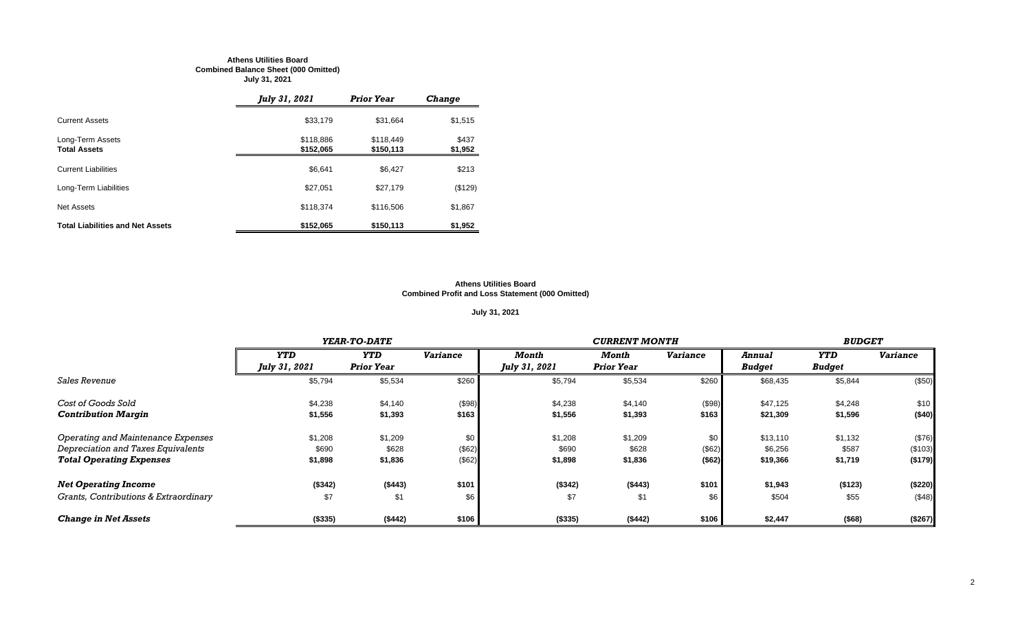**Athens Utilities Board**
**Combined Balance Sheet (000 Omitted)**
**July 31, 2021**

| | *July 31, 2021* | *Prior Year* | *Change* |
|---|---|---|---|
| Current Assets | $33,179 | $31,664 | $1,515 |
| Long-Term Assets | $118,886 | $118,449 | $437 |
| **Total Assets** | **$152,065** | **$150,113** | **$1,952** |
| Current Liabilities | $6,641 | $6,427 | $213 |
| Long-Term Liabilities | $27,051 | $27,179 | ($129) |
| Net Assets | $118,374 | $116,506 | $1,867 |
| **Total Liabilities and Net Assets** | **$152,065** | **$150,113** | **$1,952** |

**Athens Utilities Board**
**Combined Profit and Loss Statement (000 Omitted)**

**July 31, 2021**

| | *YEAR-TO-DATE* | | | *CURRENT MONTH* | | | *BUDGET* | | |
|---|---|---|---|---|---|---|---|---|---|
| | *YTD July 31, 2021* | *YTD Prior Year* | *Variance* | *Month July 31, 2021* | *Month Prior Year* | *Variance* | *Annual Budget* | *YTD Budget* | *Variance* |
| *Sales Revenue* | $5,794 | $5,534 | $260 | $5,794 | $5,534 | $260 | $68,435 | $5,844 | ($50) |
| *Cost of Goods Sold* | $4,238 | $4,140 | ($98) | $4,238 | $4,140 | ($98) | $47,125 | $4,248 | $10 |
| ***Contribution Margin*** | **$1,556** | **$1,393** | **$163** | **$1,556** | **$1,393** | **$163** | **$21,309** | **$1,596** | **($40)** |
| *Operating and Maintenance Expenses* | $1,208 | $1,209 | $0 | $1,208 | $1,209 | $0 | $13,110 | $1,132 | ($76) |
| *Depreciation and Taxes Equivalents* | $690 | $628 | ($62) | $690 | $628 | ($62) | $6,256 | $587 | ($103) |
| ***Total Operating Expenses*** | **$1,898** | **$1,836** | ($62) | **$1,898** | **$1,836** | **($62)** | **$19,366** | **$1,719** | **($179)** |
| ***Net Operating Income*** | **($342)** | **($443)** | **$101** | **($342)** | **($443)** | **$101** | **$1,943** | **($123)** | **($220)** |
| *Grants, Contributions & Extraordinary* | $7 | $1 | $6 | $7 | $1 | $6 | $504 | $55 | ($48) |
| ***Change in Net Assets*** | **($335)** | **($442)** | **$106** | **($335)** | **($442)** | **$106** | **$2,447** | **($68)** | **($267)** |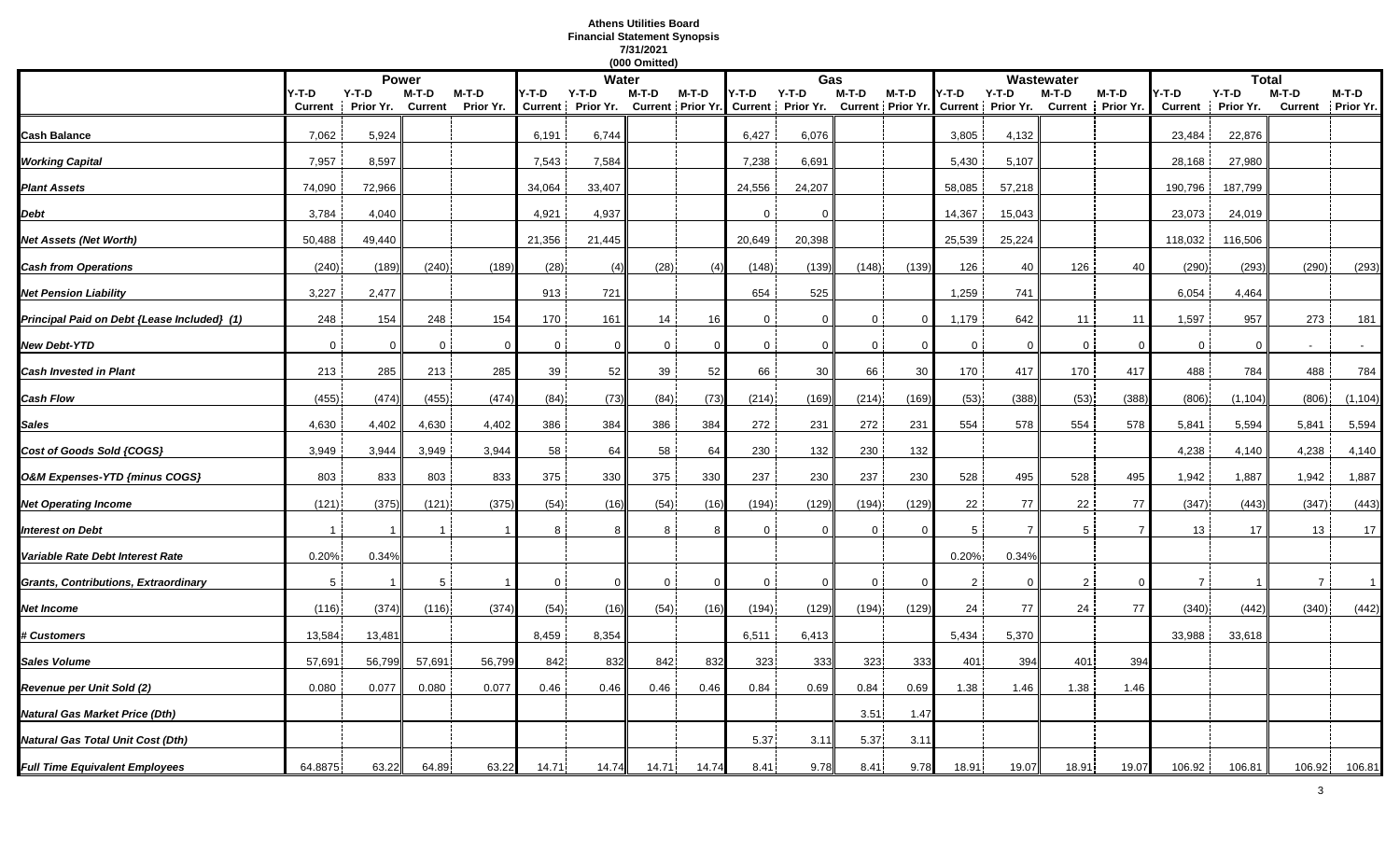**Athens Utilities Board**
**Financial Statement Synopsis**
**7/31/2021**
**(000 Omitted)**

| | Power | | | | Water | | | | Gas | | | | Wastewater | | | | Total | | | |
|---|---|---|---|---|---|---|---|---|---|---|---|---|---|---|---|---|---|---|---|---|
| | Y-T-D Current | Y-T-D Prior Yr. | M-T-D Current | M-T-D Prior Yr. | Y-T-D Current | Y-T-D Prior Yr. | M-T-D Current | M-T-D Prior Yr. | Y-T-D Current | Y-T-D Prior Yr. | M-T-D Current | M-T-D Prior Yr. | Y-T-D Current | Y-T-D Prior Yr. | M-T-D Current | M-T-D Prior Yr. | Y-T-D Current | Y-T-D Prior Yr. | M-T-D Current | M-T-D Prior Yr. |
| ***Cash Balance*** | 7,062 | 5,924 | | | 6,191 | 6,744 | | | 6,427 | 6,076 | | | 3,805 | 4,132 | | | 23,484 | 22,876 | | |
| ***Working Capital*** | 7,957 | 8,597 | | | 7,543 | 7,584 | | | 7,238 | 6,691 | | | 5,430 | 5,107 | | | 28,168 | 27,980 | | |
| ***Plant Assets*** | 74,090 | 72,966 | | | 34,064 | 33,407 | | | 24,556 | 24,207 | | | 58,085 | 57,218 | | | 190,796 | 187,799 | | |
| ***Debt*** | 3,784 | 4,040 | | | 4,921 | 4,937 | | | 0 | 0 | | | 14,367 | 15,043 | | | 23,073 | 24,019 | | |
| ***Net Assets (Net Worth)*** | 50,488 | 49,440 | | | 21,356 | 21,445 | | | 20,649 | 20,398 | | | 25,539 | 25,224 | | | 118,032 | 116,506 | | |
| ***Cash from Operations*** | (240) | (189) | (240) | (189) | (28) | (4) | (28) | (4) | (148) | (139) | (148) | (139) | 126 | 40 | 126 | 40 | (290) | (293) | (290) | (293) |
| ***Net Pension Liability*** | 3,227 | 2,477 | | | 913 | 721 | | | 654 | 525 | | | 1,259 | 741 | | | 6,054 | 4,464 | | |
| ***Principal Paid on Debt {Lease Included} (1)*** | 248 | 154 | 248 | 154 | 170 | 161 | 14 | 16 | 0 | 0 | 0 | 0 | 1,179 | 642 | 11 | 11 | 1,597 | 957 | 273 | 181 |
| ***New Debt-YTD*** | 0 | 0 | 0 | 0 | 0 | 0 | 0 | 0 | 0 | 0 | 0 | 0 | 0 | 0 | 0 | 0 | 0 | 0 | - | - |
| ***Cash Invested in Plant*** | 213 | 285 | 213 | 285 | 39 | 52 | 39 | 52 | 66 | 30 | 66 | 30 | 170 | 417 | 170 | 417 | 488 | 784 | 488 | 784 |
| ***Cash Flow*** | (455) | (474) | (455) | (474) | (84) | (73) | (84) | (73) | (214) | (169) | (214) | (169) | (53) | (388) | (53) | (388) | (806) | (1,104) | (806) | (1,104) |
| ***Sales*** | 4,630 | 4,402 | 4,630 | 4,402 | 386 | 384 | 386 | 384 | 272 | 231 | 272 | 231 | 554 | 578 | 554 | 578 | 5,841 | 5,594 | 5,841 | 5,594 |
| ***Cost of Goods Sold {COGS}*** | 3,949 | 3,944 | 3,949 | 3,944 | 58 | 64 | 58 | 64 | 230 | 132 | 230 | 132 | | | | | 4,238 | 4,140 | 4,238 | 4,140 |
| ***O&M Expenses-YTD {minus COGS}*** | 803 | 833 | 803 | 833 | 375 | 330 | 375 | 330 | 237 | 230 | 237 | 230 | 528 | 495 | 528 | 495 | 1,942 | 1,887 | 1,942 | 1,887 |
| ***Net Operating Income*** | (121) | (375) | (121) | (375) | (54) | (16) | (54) | (16) | (194) | (129) | (194) | (129) | 22 | 77 | 22 | 77 | (347) | (443) | (347) | (443) |
| ***Interest on Debt*** | 1 | 1 | 1 | 1 | 8 | 8 | 8 | 8 | 0 | 0 | 0 | 0 | 5 | 7 | 5 | 7 | 13 | 17 | 13 | 17 |
| ***Variable Rate Debt Interest Rate*** | 0.20% | 0.34% | | | | | | | | | | | 0.20% | 0.34% | | | | | | |
| ***Grants, Contributions, Extraordinary*** | 5 | 1 | 5 | 1 | 0 | 0 | 0 | 0 | 0 | 0 | 0 | 0 | 2 | 0 | 2 | 0 | 7 | 1 | 7 | 1 |
| ***Net Income*** | (116) | (374) | (116) | (374) | (54) | (16) | (54) | (16) | (194) | (129) | (194) | (129) | 24 | 77 | 24 | 77 | (340) | (442) | (340) | (442) |
| ***# Customers*** | 13,584 | 13,481 | | | 8,459 | 8,354 | | | 6,511 | 6,413 | | | 5,434 | 5,370 | | | 33,988 | 33,618 | | |
| ***Sales Volume*** | 57,691 | 56,799 | 57,691 | 56,799 | 842 | 832 | 842 | 832 | 323 | 333 | 323 | 333 | 401 | 394 | 401 | 394 | | | | |
| ***Revenue per Unit Sold (2)*** | 0.080 | 0.077 | 0.080 | 0.077 | 0.46 | 0.46 | 0.46 | 0.46 | 0.84 | 0.69 | 0.84 | 0.69 | 1.38 | 1.46 | 1.38 | 1.46 | | | | |
| ***Natural Gas Market Price (Dth)*** | | | | | | | | | | | 3.51 | 1.47 | | | | | | | | |
| ***Natural Gas Total Unit Cost (Dth)*** | | | | | | | | | 5.37 | 3.11 | 5.37 | 3.11 | | | | | | | | |
| ***Full Time Equivalent Employees*** | 64.8875 | 63.22 | 64.89 | 63.22 | 14.71 | 14.74 | 14.71 | 14.74 | 8.41 | 9.78 | 8.41 | 9.78 | 18.91 | 19.07 | 18.91 | 19.07 | 106.92 | 106.81 | 106.92 | 106.81 |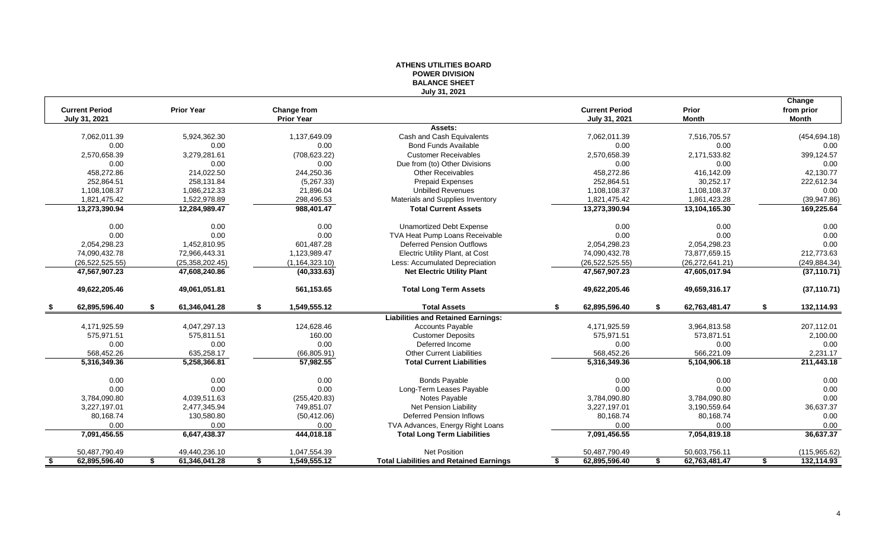# ATHENS UTILITIES BOARD
## POWER DIVISION
## BALANCE SHEET
### July 31, 2021

| Current Period July 31, 2021 | Prior Year | Change from Prior Year | | Current Period July 31, 2021 | Prior Month | Change from prior Month |
|---|---|---|---|---|---|---|
| | | | **Assets:** | | | |
| 7,062,011.39 | 5,924,362.30 | 1,137,649.09 | Cash and Cash Equivalents | 7,062,011.39 | 7,516,705.57 | (454,694.18) |
| 0.00 | 0.00 | 0.00 | Bond Funds Available | 0.00 | 0.00 | 0.00 |
| 2,570,658.39 | 3,279,281.61 | (708,623.22) | Customer Receivables | 2,570,658.39 | 2,171,533.82 | 399,124.57 |
| 0.00 | 0.00 | 0.00 | Due from (to) Other Divisions | 0.00 | 0.00 | 0.00 |
| 458,272.86 | 214,022.50 | 244,250.36 | Other Receivables | 458,272.86 | 416,142.09 | 42,130.77 |
| 252,864.51 | 258,131.84 | (5,267.33) | Prepaid Expenses | 252,864.51 | 30,252.17 | 222,612.34 |
| 1,108,108.37 | 1,086,212.33 | 21,896.04 | Unbilled Revenues | 1,108,108.37 | 1,108,108.37 | 0.00 |
| 1,821,475.42 | 1,522,978.89 | 298,496.53 | Materials and Supplies Inventory | 1,821,475.42 | 1,861,423.28 | (39,947.86) |
| **13,273,390.94** | **12,284,989.47** | **988,401.47** | **Total Current Assets** | **13,273,390.94** | **13,104,165.30** | **169,225.64** |
| 0.00 | 0.00 | 0.00 | Unamortized Debt Expense | 0.00 | 0.00 | 0.00 |
| 0.00 | 0.00 | 0.00 | TVA Heat Pump Loans Receivable | 0.00 | 0.00 | 0.00 |
| 2,054,298.23 | 1,452,810.95 | 601,487.28 | Deferred Pension Outflows | 2,054,298.23 | 2,054,298.23 | 0.00 |
| 74,090,432.78 | 72,966,443.31 | 1,123,989.47 | Electric Utility Plant, at Cost | 74,090,432.78 | 73,877,659.15 | 212,773.63 |
| (26,522,525.55) | (25,358,202.45) | (1,164,323.10) | Less: Accumulated Depreciation | (26,522,525.55) | (26,272,641.21) | (249,884.34) |
| **47,567,907.23** | **47,608,240.86** | **(40,333.63)** | **Net Electric Utility Plant** | **47,567,907.23** | **47,605,017.94** | **(37,110.71)** |
| **49,622,205.46** | **49,061,051.81** | **561,153.65** | **Total Long Term Assets** | **49,622,205.46** | **49,659,316.17** | **(37,110.71)** |
| **$ 62,895,596.40** | **$ 61,346,041.28** | **$ 1,549,555.12** | **Total Assets** | **$ 62,895,596.40** | **$ 62,763,481.47** | **$ 132,114.93** |
| | | | **Liabilities and Retained Earnings:** | | | |
| 4,171,925.59 | 4,047,297.13 | 124,628.46 | Accounts Payable | 4,171,925.59 | 3,964,813.58 | 207,112.01 |
| 575,971.51 | 575,811.51 | 160.00 | Customer Deposits | 575,971.51 | 573,871.51 | 2,100.00 |
| 0.00 | 0.00 | 0.00 | Deferred Income | 0.00 | 0.00 | 0.00 |
| 568,452.26 | 635,258.17 | (66,805.91) | Other Current Liabilities | 568,452.26 | 566,221.09 | 2,231.17 |
| **5,316,349.36** | **5,258,366.81** | **57,982.55** | **Total Current Liabilities** | **5,316,349.36** | **5,104,906.18** | **211,443.18** |
| 0.00 | 0.00 | 0.00 | Bonds Payable | 0.00 | 0.00 | 0.00 |
| 0.00 | 0.00 | 0.00 | Long-Term Leases Payable | 0.00 | 0.00 | 0.00 |
| 3,784,090.80 | 4,039,511.63 | (255,420.83) | Notes Payable | 3,784,090.80 | 3,784,090.80 | 0.00 |
| 3,227,197.01 | 2,477,345.94 | 749,851.07 | Net Pension Liability | 3,227,197.01 | 3,190,559.64 | 36,637.37 |
| 80,168.74 | 130,580.80 | (50,412.06) | Deferred Pension Inflows | 80,168.74 | 80,168.74 | 0.00 |
| 0.00 | 0.00 | 0.00 | TVA Advances, Energy Right Loans | 0.00 | 0.00 | 0.00 |
| **7,091,456.55** | **6,647,438.37** | **444,018.18** | **Total Long Term Liabilities** | **7,091,456.55** | **7,054,819.18** | **36,637.37** |
| 50,487,790.49 | 49,440,236.10 | 1,047,554.39 | Net Position | 50,487,790.49 | 50,603,756.11 | (115,965.62) |
| **$ 62,895,596.40** | **$ 61,346,041.28** | **$ 1,549,555.12** | **Total Liabilities and Retained Earnings** | **$ 62,895,596.40** | **$ 62,763,481.47** | **$ 132,114.93** |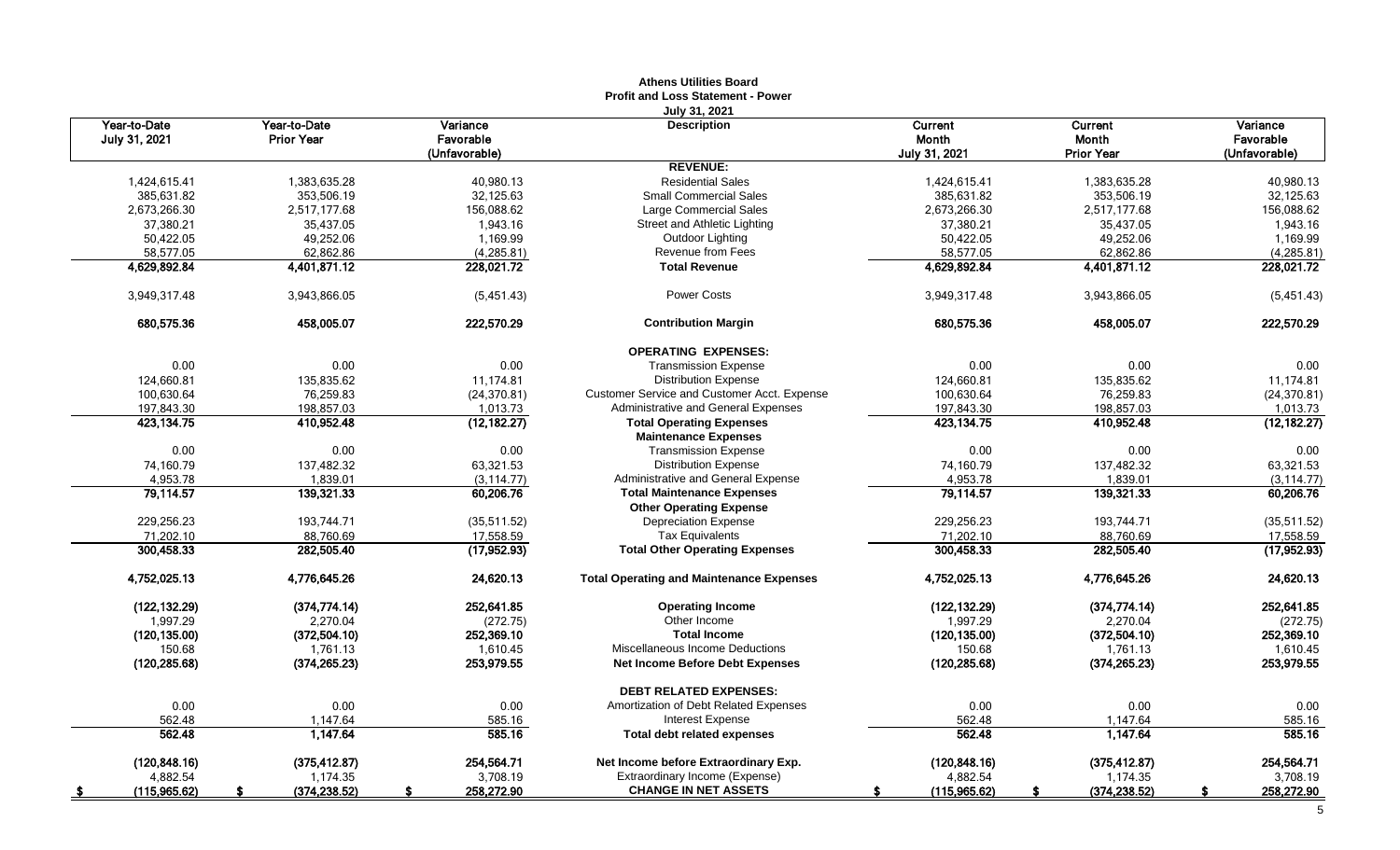# Athens Utilities Board

## Profit and Loss Statement - Power

### July 31, 2021

| Year-to-Date July 31, 2021 | Year-to-Date Prior Year | Variance Favorable (Unfavorable) | Description | Current Month July 31, 2021 | Current Month Prior Year | Variance Favorable (Unfavorable) |
|---|---|---|---|---|---|---|
| | | | **REVENUE:** | | | |
| 1,424,615.41 | 1,383,635.28 | 40,980.13 | Residential Sales | 1,424,615.41 | 1,383,635.28 | 40,980.13 |
| 385,631.82 | 353,506.19 | 32,125.63 | Small Commercial Sales | 385,631.82 | 353,506.19 | 32,125.63 |
| 2,673,266.30 | 2,517,177.68 | 156,088.62 | Large Commercial Sales | 2,673,266.30 | 2,517,177.68 | 156,088.62 |
| 37,380.21 | 35,437.05 | 1,943.16 | Street and Athletic Lighting | 37,380.21 | 35,437.05 | 1,943.16 |
| 50,422.05 | 49,252.06 | 1,169.99 | Outdoor Lighting | 50,422.05 | 49,252.06 | 1,169.99 |
| 58,577.05 | 62,862.86 | (4,285.81) | Revenue from Fees | 58,577.05 | 62,862.86 | (4,285.81) |
| **4,629,892.84** | **4,401,871.12** | **228,021.72** | **Total Revenue** | **4,629,892.84** | **4,401,871.12** | **228,021.72** |
| 3,949,317.48 | 3,943,866.05 | (5,451.43) | Power Costs | 3,949,317.48 | 3,943,866.05 | (5,451.43) |
| **680,575.36** | **458,005.07** | **222,570.29** | **Contribution Margin** | **680,575.36** | **458,005.07** | **222,570.29** |
| | | | **OPERATING EXPENSES:** | | | |
| 0.00 | 0.00 | 0.00 | Transmission Expense | 0.00 | 0.00 | 0.00 |
| 124,660.81 | 135,835.62 | 11,174.81 | Distribution Expense | 124,660.81 | 135,835.62 | 11,174.81 |
| 100,630.64 | 76,259.83 | (24,370.81) | Customer Service and Customer Acct. Expense | 100,630.64 | 76,259.83 | (24,370.81) |
| 197,843.30 | 198,857.03 | 1,013.73 | Administrative and General Expenses | 197,843.30 | 198,857.03 | 1,013.73 |
| **423,134.75** | **410,952.48** | **(12,182.27)** | **Total Operating Expenses** | **423,134.75** | **410,952.48** | **(12,182.27)** |
| | | | **Maintenance Expenses** | | | |
| 0.00 | 0.00 | 0.00 | Transmission Expense | 0.00 | 0.00 | 0.00 |
| 74,160.79 | 137,482.32 | 63,321.53 | Distribution Expense | 74,160.79 | 137,482.32 | 63,321.53 |
| 4,953.78 | 1,839.01 | (3,114.77) | Administrative and General Expense | 4,953.78 | 1,839.01 | (3,114.77) |
| **79,114.57** | **139,321.33** | **60,206.76** | **Total Maintenance Expenses** | **79,114.57** | **139,321.33** | **60,206.76** |
| | | | **Other Operating Expense** | | | |
| 229,256.23 | 193,744.71 | (35,511.52) | Depreciation Expense | 229,256.23 | 193,744.71 | (35,511.52) |
| 71,202.10 | 88,760.69 | 17,558.59 | Tax Equivalents | 71,202.10 | 88,760.69 | 17,558.59 |
| **300,458.33** | **282,505.40** | **(17,952.93)** | **Total Other Operating Expenses** | **300,458.33** | **282,505.40** | **(17,952.93)** |
| **4,752,025.13** | **4,776,645.26** | **24,620.13** | **Total Operating and Maintenance Expenses** | **4,752,025.13** | **4,776,645.26** | **24,620.13** |
| **(122,132.29)** | **(374,774.14)** | **252,641.85** | **Operating Income** | **(122,132.29)** | **(374,774.14)** | **252,641.85** |
| 1,997.29 | 2,270.04 | (272.75) | Other Income | 1,997.29 | 2,270.04 | (272.75) |
| **(120,135.00)** | **(372,504.10)** | **252,369.10** | **Total Income** | **(120,135.00)** | **(372,504.10)** | **252,369.10** |
| 150.68 | 1,761.13 | 1,610.45 | Miscellaneous Income Deductions | 150.68 | 1,761.13 | 1,610.45 |
| **(120,285.68)** | **(374,265.23)** | **253,979.55** | **Net Income Before Debt Expenses** | **(120,285.68)** | **(374,265.23)** | **253,979.55** |
| | | | **DEBT RELATED EXPENSES:** | | | |
| 0.00 | 0.00 | 0.00 | Amortization of Debt Related Expenses | 0.00 | 0.00 | 0.00 |
| 562.48 | 1,147.64 | 585.16 | Interest Expense | 562.48 | 1,147.64 | 585.16 |
| **562.48** | **1,147.64** | **585.16** | **Total debt related expenses** | **562.48** | **1,147.64** | **585.16** |
| **(120,848.16)** | **(375,412.87)** | **254,564.71** | **Net Income before Extraordinary Exp.** | **(120,848.16)** | **(375,412.87)** | **254,564.71** |
| 4,882.54 | 1,174.35 | 3,708.19 | Extraordinary Income (Expense) | 4,882.54 | 1,174.35 | 3,708.19 |
| **$ (115,965.62)** | **$ (374,238.52)** | **$ 258,272.90** | **CHANGE IN NET ASSETS** | **$ (115,965.62)** | **$ (374,238.52)** | **$ 258,272.90** |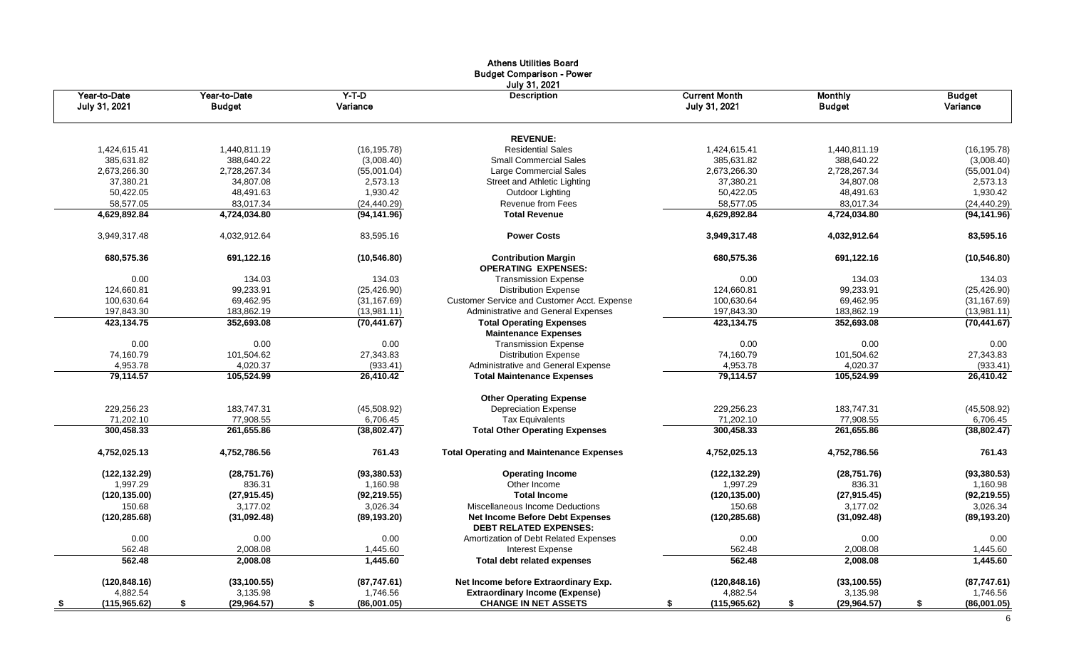# Athens Utilities Board
## Budget Comparison - Power
### July 31, 2021

| Year-to-Date July 31, 2021 | Year-to-Date Budget | Y-T-D Variance | Description | Current Month July 31, 2021 | Monthly Budget | Budget Variance |
|---|---|---|---|---|---|---|
| | | | **REVENUE:** | | | |
| 1,424,615.41 | 1,440,811.19 | (16,195.78) | Residential Sales | 1,424,615.41 | 1,440,811.19 | (16,195.78) |
| 385,631.82 | 388,640.22 | (3,008.40) | Small Commercial Sales | 385,631.82 | 388,640.22 | (3,008.40) |
| 2,673,266.30 | 2,728,267.34 | (55,001.04) | Large Commercial Sales | 2,673,266.30 | 2,728,267.34 | (55,001.04) |
| 37,380.21 | 34,807.08 | 2,573.13 | Street and Athletic Lighting | 37,380.21 | 34,807.08 | 2,573.13 |
| 50,422.05 | 48,491.63 | 1,930.42 | Outdoor Lighting | 50,422.05 | 48,491.63 | 1,930.42 |
| 58,577.05 | 83,017.34 | (24,440.29) | Revenue from Fees | 58,577.05 | 83,017.34 | (24,440.29) |
| **4,629,892.84** | **4,724,034.80** | **(94,141.96)** | **Total Revenue** | **4,629,892.84** | **4,724,034.80** | **(94,141.96)** |
| 3,949,317.48 | 4,032,912.64 | 83,595.16 | **Power Costs** | **3,949,317.48** | **4,032,912.64** | **83,595.16** |
| **680,575.36** | **691,122.16** | **(10,546.80)** | **Contribution Margin** | **680,575.36** | **691,122.16** | **(10,546.80)** |
| | | | **OPERATING EXPENSES:** | | | |
| 0.00 | 134.03 | 134.03 | Transmission Expense | 0.00 | 134.03 | 134.03 |
| 124,660.81 | 99,233.91 | (25,426.90) | Distribution Expense | 124,660.81 | 99,233.91 | (25,426.90) |
| 100,630.64 | 69,462.95 | (31,167.69) | Customer Service and Customer Acct. Expense | 100,630.64 | 69,462.95 | (31,167.69) |
| 197,843.30 | 183,862.19 | (13,981.11) | Administrative and General Expenses | 197,843.30 | 183,862.19 | (13,981.11) |
| **423,134.75** | **352,693.08** | **(70,441.67)** | **Total Operating Expenses** | **423,134.75** | **352,693.08** | **(70,441.67)** |
| | | | **Maintenance Expenses** | | | |
| 0.00 | 0.00 | 0.00 | Transmission Expense | 0.00 | 0.00 | 0.00 |
| 74,160.79 | 101,504.62 | 27,343.83 | Distribution Expense | 74,160.79 | 101,504.62 | 27,343.83 |
| 4,953.78 | 4,020.37 | (933.41) | Administrative and General Expense | 4,953.78 | 4,020.37 | (933.41) |
| **79,114.57** | **105,524.99** | **26,410.42** | **Total Maintenance Expenses** | **79,114.57** | **105,524.99** | **26,410.42** |
| | | | **Other Operating Expense** | | | |
| 229,256.23 | 183,747.31 | (45,508.92) | Depreciation Expense | 229,256.23 | 183,747.31 | (45,508.92) |
| 71,202.10 | 77,908.55 | 6,706.45 | Tax Equivalents | 71,202.10 | 77,908.55 | 6,706.45 |
| **300,458.33** | **261,655.86** | **(38,802.47)** | **Total Other Operating Expenses** | **300,458.33** | **261,655.86** | **(38,802.47)** |
| **4,752,025.13** | **4,752,786.56** | **761.43** | **Total Operating and Maintenance Expenses** | **4,752,025.13** | **4,752,786.56** | **761.43** |
| **(122,132.29)** | **(28,751.76)** | **(93,380.53)** | **Operating Income** | **(122,132.29)** | **(28,751.76)** | **(93,380.53)** |
| 1,997.29 | 836.31 | 1,160.98 | Other Income | 1,997.29 | 836.31 | 1,160.98 |
| **(120,135.00)** | **(27,915.45)** | **(92,219.55)** | **Total Income** | **(120,135.00)** | **(27,915.45)** | **(92,219.55)** |
| 150.68 | 3,177.02 | 3,026.34 | Miscellaneous Income Deductions | 150.68 | 3,177.02 | 3,026.34 |
| **(120,285.68)** | **(31,092.48)** | **(89,193.20)** | **Net Income Before Debt Expenses** | **(120,285.68)** | **(31,092.48)** | **(89,193.20)** |
| | | | **DEBT RELATED EXPENSES:** | | | |
| 0.00 | 0.00 | 0.00 | Amortization of Debt Related Expenses | 0.00 | 0.00 | 0.00 |
| 562.48 | 2,008.08 | 1,445.60 | Interest Expense | 562.48 | 2,008.08 | 1,445.60 |
| **562.48** | **2,008.08** | **1,445.60** | **Total debt related expenses** | **562.48** | **2,008.08** | **1,445.60** |
| **(120,848.16)** | **(33,100.55)** | **(87,747.61)** | **Net Income before Extraordinary Exp.** | **(120,848.16)** | **(33,100.55)** | **(87,747.61)** |
| 4,882.54 | 3,135.98 | 1,746.56 | **Extraordinary Income (Expense)** | 4,882.54 | 3,135.98 | 1,746.56 |
| **$ (115,965.62)** | **$ (29,964.57)** | **$ (86,001.05)** | **CHANGE IN NET ASSETS** | **$ (115,965.62)** | **$ (29,964.57)** | **$ (86,001.05)** |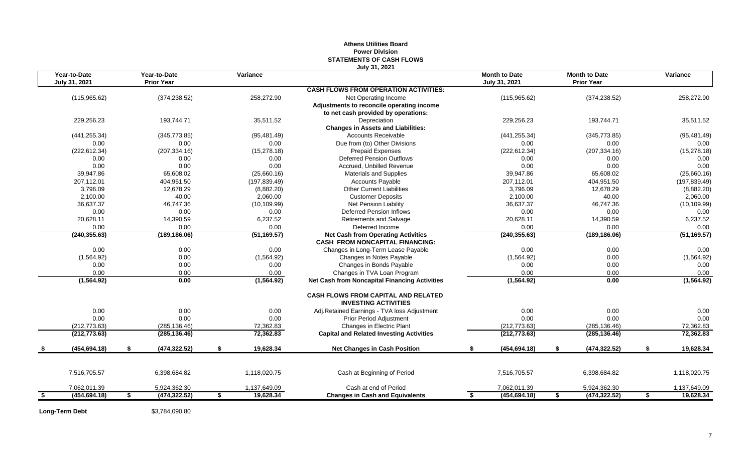# Athens Utilities Board
## Power Division
## STATEMENTS OF CASH FLOWS
### July 31, 2021

| Year-to-Date July 31, 2021 | Year-to-Date Prior Year | Variance | | Month to Date July 31, 2021 | Month to Date Prior Year | Variance |
|---|---|---|---|---|---|---|
| | | | **CASH FLOWS FROM OPERATION ACTIVITIES:** | | | |
| (115,965.62) | (374,238.52) | 258,272.90 | Net Operating Income | (115,965.62) | (374,238.52) | 258,272.90 |
| | | | **Adjustments to reconcile operating income to net cash provided by operations:** | | | |
| 229,256.23 | 193,744.71 | 35,511.52 | Depreciation | 229,256.23 | 193,744.71 | 35,511.52 |
| | | | **Changes in Assets and Liabilities:** | | | |
| (441,255.34) | (345,773.85) | (95,481.49) | Accounts Receivable | (441,255.34) | (345,773.85) | (95,481.49) |
| 0.00 | 0.00 | 0.00 | Due from (to) Other Divisions | 0.00 | 0.00 | 0.00 |
| (222,612.34) | (207,334.16) | (15,278.18) | Prepaid Expenses | (222,612.34) | (207,334.16) | (15,278.18) |
| 0.00 | 0.00 | 0.00 | Deferred Pension Outflows | 0.00 | 0.00 | 0.00 |
| 0.00 | 0.00 | 0.00 | Accrued, Unbilled Revenue | 0.00 | 0.00 | 0.00 |
| 39,947.86 | 65,608.02 | (25,660.16) | Materials and Supplies | 39,947.86 | 65,608.02 | (25,660.16) |
| 207,112.01 | 404,951.50 | (197,839.49) | Accounts Payable | 207,112.01 | 404,951.50 | (197,839.49) |
| 3,796.09 | 12,678.29 | (8,882.20) | Other Current Liabilities | 3,796.09 | 12,678.29 | (8,882.20) |
| 2,100.00 | 40.00 | 2,060.00 | Customer Deposits | 2,100.00 | 40.00 | 2,060.00 |
| 36,637.37 | 46,747.36 | (10,109.99) | Net Pension Liability | 36,637.37 | 46,747.36 | (10,109.99) |
| 0.00 | 0.00 | 0.00 | Deferred Pension Inflows | 0.00 | 0.00 | 0.00 |
| 20,628.11 | 14,390.59 | 6,237.52 | Retirements and Salvage | 20,628.11 | 14,390.59 | 6,237.52 |
| 0.00 | 0.00 | 0.00 | Deferred Income | 0.00 | 0.00 | 0.00 |
| **(240,355.63)** | **(189,186.06)** | **(51,169.57)** | **Net Cash from Operating Activities** | **(240,355.63)** | **(189,186.06)** | **(51,169.57)** |
| | | | **CASH FROM NONCAPITAL FINANCING:** | | | |
| 0.00 | 0.00 | 0.00 | Changes in Long-Term Lease Payable | 0.00 | 0.00 | 0.00 |
| (1,564.92) | 0.00 | (1,564.92) | Changes in Notes Payable | (1,564.92) | 0.00 | (1,564.92) |
| 0.00 | 0.00 | 0.00 | Changes in Bonds Payable | 0.00 | 0.00 | 0.00 |
| 0.00 | 0.00 | 0.00 | Changes in TVA Loan Program | 0.00 | 0.00 | 0.00 |
| **(1,564.92)** | **0.00** | **(1,564.92)** | **Net Cash from Noncapital Financing Activities** | **(1,564.92)** | **0.00** | **(1,564.92)** |
| | | | **CASH FLOWS FROM CAPITAL AND RELATED INVESTING ACTIVITIES** | | | |
| 0.00 | 0.00 | 0.00 | Adj.Retained Earnings - TVA loss Adjustment | 0.00 | 0.00 | 0.00 |
| 0.00 | 0.00 | 0.00 | Prior Period Adjustment | 0.00 | 0.00 | 0.00 |
| (212,773.63) | (285,136.46) | 72,362.83 | Changes in Electric Plant | (212,773.63) | (285,136.46) | 72,362.83 |
| **(212,773.63)** | **(285,136.46)** | **72,362.83** | **Capital and Related Investing Activities** | **(212,773.63)** | **(285,136.46)** | **72,362.83** |
| **$ (454,694.18)** | **$ (474,322.52)** | **$ 19,628.34** | **Net Changes in Cash Position** | **$ (454,694.18)** | **$ (474,322.52)** | **$ 19,628.34** |
| 7,516,705.57 | 6,398,684.82 | 1,118,020.75 | Cash at Beginning of Period | 7,516,705.57 | 6,398,684.82 | 1,118,020.75 |
| 7,062,011.39 | 5,924,362.30 | 1,137,649.09 | Cash at end of Period | 7,062,011.39 | 5,924,362.30 | 1,137,649.09 |
| **$ (454,694.18)** | **$ (474,322.52)** | **$ 19,628.34** | **Changes in Cash and Equivalents** | **$ (454,694.18)** | **$ (474,322.52)** | **$ 19,628.34** |

**Long-Term Debt** $3,784,090.80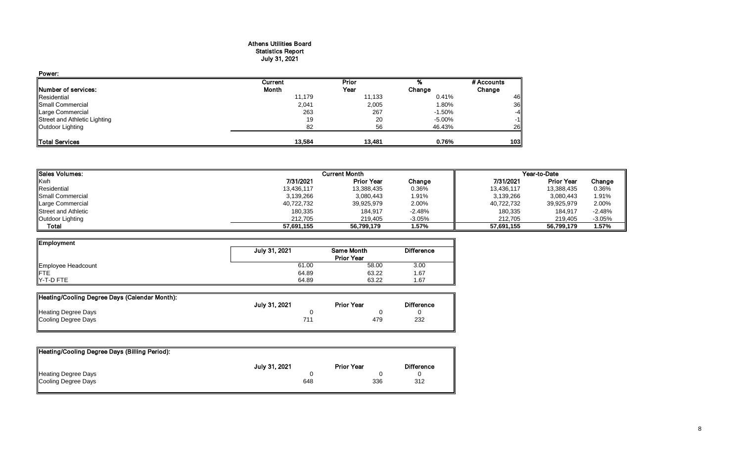# Athens Utilities Board
## Statistics Report
### July 31, 2021

**Power:**

| Number of services: | Current Month | Prior Year | % Change | # Accounts Change |
|---|---|---|---|---|
| Residential | 11,179 | 11,133 | 0.41% | 46 |
| Small Commercial | 2,041 | 2,005 | 1.80% | 36 |
| Large Commercial | 263 | 267 | -1.50% | -4 |
| Street and Athletic Lighting | 19 | 20 | -5.00% | -1 |
| Outdoor Lighting | 82 | 56 | 46.43% | 26 |
| **Total Services** | **13,584** | **13,481** | **0.76%** | **103** |

| Sales Volumes: | Current Month | | | Year-to-Date | | |
|---|---|---|---|---|---|---|
| Kwh | 7/31/2021 | Prior Year | Change | 7/31/2021 | Prior Year | Change |
| Residential | 13,436,117 | 13,388,435 | 0.36% | 13,436,117 | 13,388,435 | 0.36% |
| Small Commercial | 3,139,266 | 3,080,443 | 1.91% | 3,139,266 | 3,080,443 | 1.91% |
| Large Commercial | 40,722,732 | 39,925,979 | 2.00% | 40,722,732 | 39,925,979 | 2.00% |
| Street and Athletic | 180,335 | 184,917 | -2.48% | 180,335 | 184,917 | -2.48% |
| Outdoor Lighting | 212,705 | 219,405 | -3.05% | 212,705 | 219,405 | -3.05% |
| **Total** | **57,691,155** | **56,799,179** | **1.57%** | **57,691,155** | **56,799,179** | **1.57%** |

| Employment | July 31, 2021 | Same Month Prior Year | Difference |
|---|---|---|---|
| Employee Headcount | 61.00 | 58.00 | 3.00 |
| FTE | 64.89 | 63.22 | 1.67 |
| Y-T-D FTE | 64.89 | 63.22 | 1.67 |

| Heating/Cooling Degree Days (Calendar Month): | July 31, 2021 | Prior Year | Difference |
|---|---|---|---|
| Heating Degree Days | 0 | 0 | 0 |
| Cooling Degree Days | 711 | 479 | 232 |

| Heating/Cooling Degree Days (Billing Period): | July 31, 2021 | Prior Year | Difference |
|---|---|---|---|
| Heating Degree Days | 0 | 0 | 0 |
| Cooling Degree Days | 648 | 336 | 312 |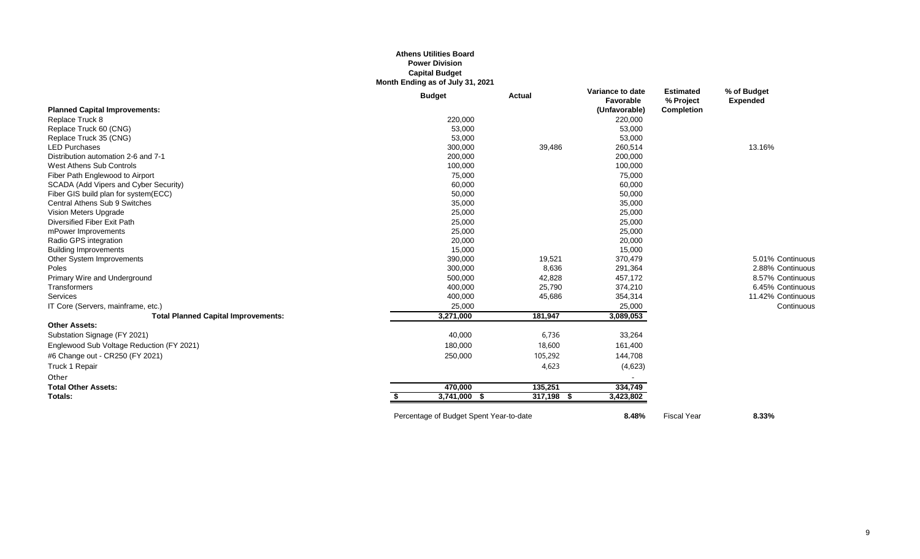**Athens Utilities Board**
**Power Division**
**Capital Budget**
**Month Ending as of July 31, 2021**

| Planned Capital Improvements: | Budget | Actual | Variance to date Favorable (Unfavorable) | Estimated % Project Completion | % of Budget Expended | |
|---|---|---|---|---|---|---|
| Replace Truck 8 | 220,000 | | 220,000 | | | |
| Replace Truck 60 (CNG) | 53,000 | | 53,000 | | | |
| Replace Truck 35 (CNG) | 53,000 | | 53,000 | | | |
| LED Purchases | 300,000 | 39,486 | 260,514 | | 13.16% | |
| Distribution automation 2-6 and 7-1 | 200,000 | | 200,000 | | | |
| West Athens Sub Controls | 100,000 | | 100,000 | | | |
| Fiber Path Englewood to Airport | 75,000 | | 75,000 | | | |
| SCADA (Add Vipers and Cyber Security) | 60,000 | | 60,000 | | | |
| Fiber GIS build plan for system(ECC) | 50,000 | | 50,000 | | | |
| Central Athens Sub 9 Switches | 35,000 | | 35,000 | | | |
| Vision Meters Upgrade | 25,000 | | 25,000 | | | |
| Diversified Fiber Exit Path | 25,000 | | 25,000 | | | |
| mPower Improvements | 25,000 | | 25,000 | | | |
| Radio GPS integration | 20,000 | | 20,000 | | | |
| Building Improvements | 15,000 | | 15,000 | | | |
| Other System Improvements | 390,000 | 19,521 | 370,479 | | 5.01% | Continuous |
| Poles | 300,000 | 8,636 | 291,364 | | 2.88% | Continuous |
| Primary Wire and Underground | 500,000 | 42,828 | 457,172 | | 8.57% | Continuous |
| Transformers | 400,000 | 25,790 | 374,210 | | 6.45% | Continuous |
| Services | 400,000 | 45,686 | 354,314 | | 11.42% | Continuous |
| IT Core (Servers, mainframe, etc.) | 25,000 | | 25,000 | | | Continuous |
| **Total Planned Capital Improvements:** | **3,271,000** | **181,947** | **3,089,053** | | | |
| **Other Assets:** | | | | | | |
| Substation Signage (FY 2021) | 40,000 | 6,736 | 33,264 | | | |
| Englewood Sub Voltage Reduction (FY 2021) | 180,000 | 18,600 | 161,400 | | | |
| #6 Change out - CR250 (FY 2021) | 250,000 | 105,292 | 144,708 | | | |
| Truck 1 Repair | | 4,623 | (4,623) | | | |
| Other | | | - | | | |
| **Total Other Assets:** | **470,000** | **135,251** | **334,749** | | | |
| **Totals:** | **$ 3,741,000** | **$ 317,198** | **$ 3,423,802** | | | |
| | Percentage of Budget Spent Year-to-date | | **8.48%** | Fiscal Year | **8.33%** | |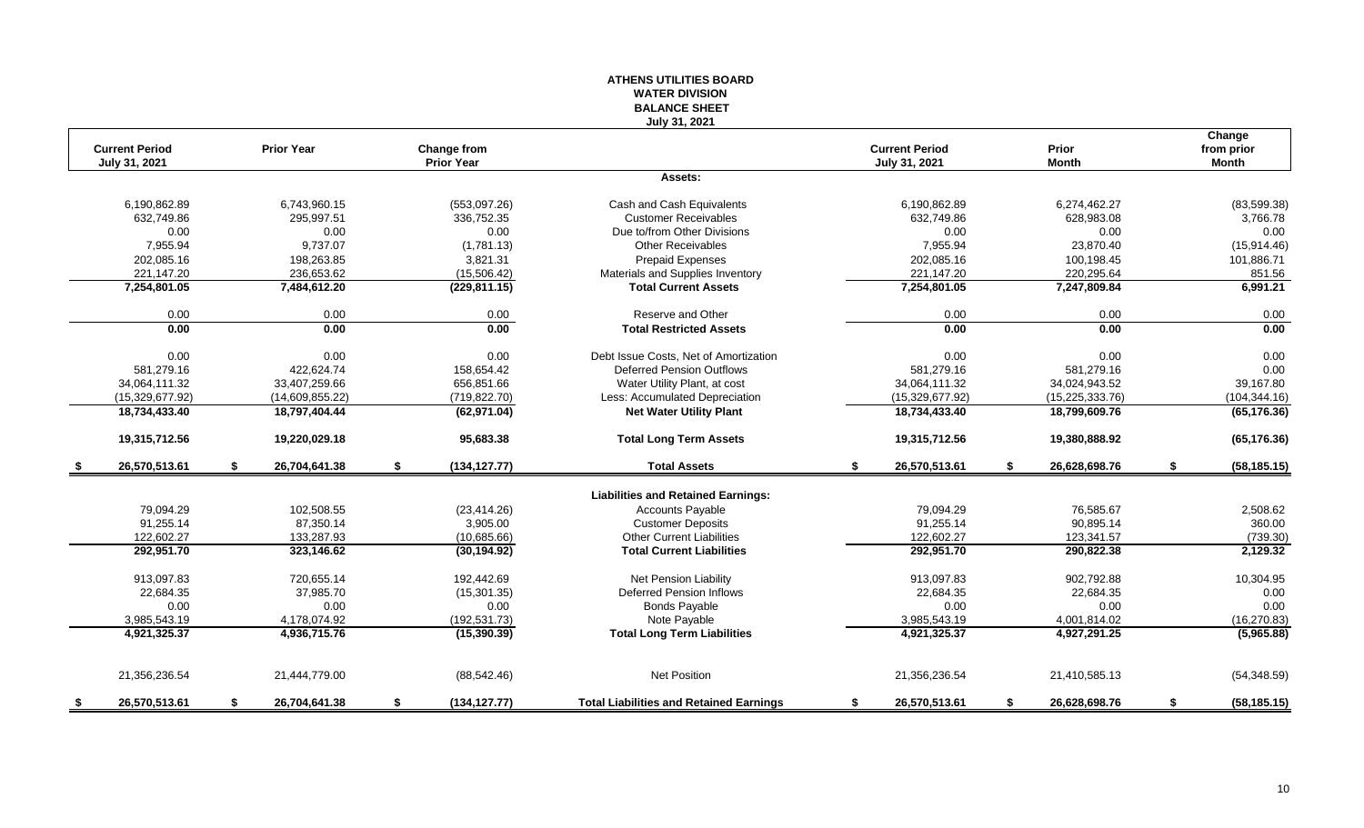# ATHENS UTILITIES BOARD
## WATER DIVISION
## BALANCE SHEET
### July 31, 2021

| Current Period July 31, 2021 | Prior Year | Change from Prior Year | | Current Period July 31, 2021 | Prior Month | Change from prior Month |
|---|---|---|---|---|---|---|
| | | | **Assets:** | | | |
| 6,190,862.89 | 6,743,960.15 | (553,097.26) | Cash and Cash Equivalents | 6,190,862.89 | 6,274,462.27 | (83,599.38) |
| 632,749.86 | 295,997.51 | 336,752.35 | Customer Receivables | 632,749.86 | 628,983.08 | 3,766.78 |
| 0.00 | 0.00 | 0.00 | Due to/from Other Divisions | 0.00 | 0.00 | 0.00 |
| 7,955.94 | 9,737.07 | (1,781.13) | Other Receivables | 7,955.94 | 23,870.40 | (15,914.46) |
| 202,085.16 | 198,263.85 | 3,821.31 | Prepaid Expenses | 202,085.16 | 100,198.45 | 101,886.71 |
| 221,147.20 | 236,653.62 | (15,506.42) | Materials and Supplies Inventory | 221,147.20 | 220,295.64 | 851.56 |
| **7,254,801.05** | **7,484,612.20** | **(229,811.15)** | **Total Current Assets** | **7,254,801.05** | **7,247,809.84** | **6,991.21** |
| 0.00 | 0.00 | 0.00 | Reserve and Other | 0.00 | 0.00 | 0.00 |
| **0.00** | **0.00** | **0.00** | **Total Restricted Assets** | **0.00** | **0.00** | **0.00** |
| 0.00 | 0.00 | 0.00 | Debt Issue Costs, Net of Amortization | 0.00 | 0.00 | 0.00 |
| 581,279.16 | 422,624.74 | 158,654.42 | Deferred Pension Outflows | 581,279.16 | 581,279.16 | 0.00 |
| 34,064,111.32 | 33,407,259.66 | 656,851.66 | Water Utility Plant, at cost | 34,064,111.32 | 34,024,943.52 | 39,167.80 |
| (15,329,677.92) | (14,609,855.22) | (719,822.70) | Less: Accumulated Depreciation | (15,329,677.92) | (15,225,333.76) | (104,344.16) |
| **18,734,433.40** | **18,797,404.44** | **(62,971.04)** | **Net Water Utility Plant** | **18,734,433.40** | **18,799,609.76** | **(65,176.36)** |
| **19,315,712.56** | **19,220,029.18** | **95,683.38** | **Total Long Term Assets** | **19,315,712.56** | **19,380,888.92** | **(65,176.36)** |
| **$ 26,570,513.61** | **$ 26,704,641.38** | **$ (134,127.77)** | **Total Assets** | **$ 26,570,513.61** | **$ 26,628,698.76** | **$ (58,185.15)** |
| | | | **Liabilities and Retained Earnings:** | | | |
| 79,094.29 | 102,508.55 | (23,414.26) | Accounts Payable | 79,094.29 | 76,585.67 | 2,508.62 |
| 91,255.14 | 87,350.14 | 3,905.00 | Customer Deposits | 91,255.14 | 90,895.14 | 360.00 |
| 122,602.27 | 133,287.93 | (10,685.66) | Other Current Liabilities | 122,602.27 | 123,341.57 | (739.30) |
| **292,951.70** | **323,146.62** | **(30,194.92)** | **Total Current Liabilities** | **292,951.70** | **290,822.38** | **2,129.32** |
| 913,097.83 | 720,655.14 | 192,442.69 | Net Pension Liability | 913,097.83 | 902,792.88 | 10,304.95 |
| 22,684.35 | 37,985.70 | (15,301.35) | Deferred Pension Inflows | 22,684.35 | 22,684.35 | 0.00 |
| 0.00 | 0.00 | 0.00 | Bonds Payable | 0.00 | 0.00 | 0.00 |
| 3,985,543.19 | 4,178,074.92 | (192,531.73) | Note Payable | 3,985,543.19 | 4,001,814.02 | (16,270.83) |
| **4,921,325.37** | **4,936,715.76** | **(15,390.39)** | **Total Long Term Liabilities** | **4,921,325.37** | **4,927,291.25** | **(5,965.88)** |
| 21,356,236.54 | 21,444,779.00 | (88,542.46) | Net Position | 21,356,236.54 | 21,410,585.13 | (54,348.59) |
| **$ 26,570,513.61** | **$ 26,704,641.38** | **$ (134,127.77)** | **Total Liabilities and Retained Earnings** | **$ 26,570,513.61** | **$ 26,628,698.76** | **$ (58,185.15)** |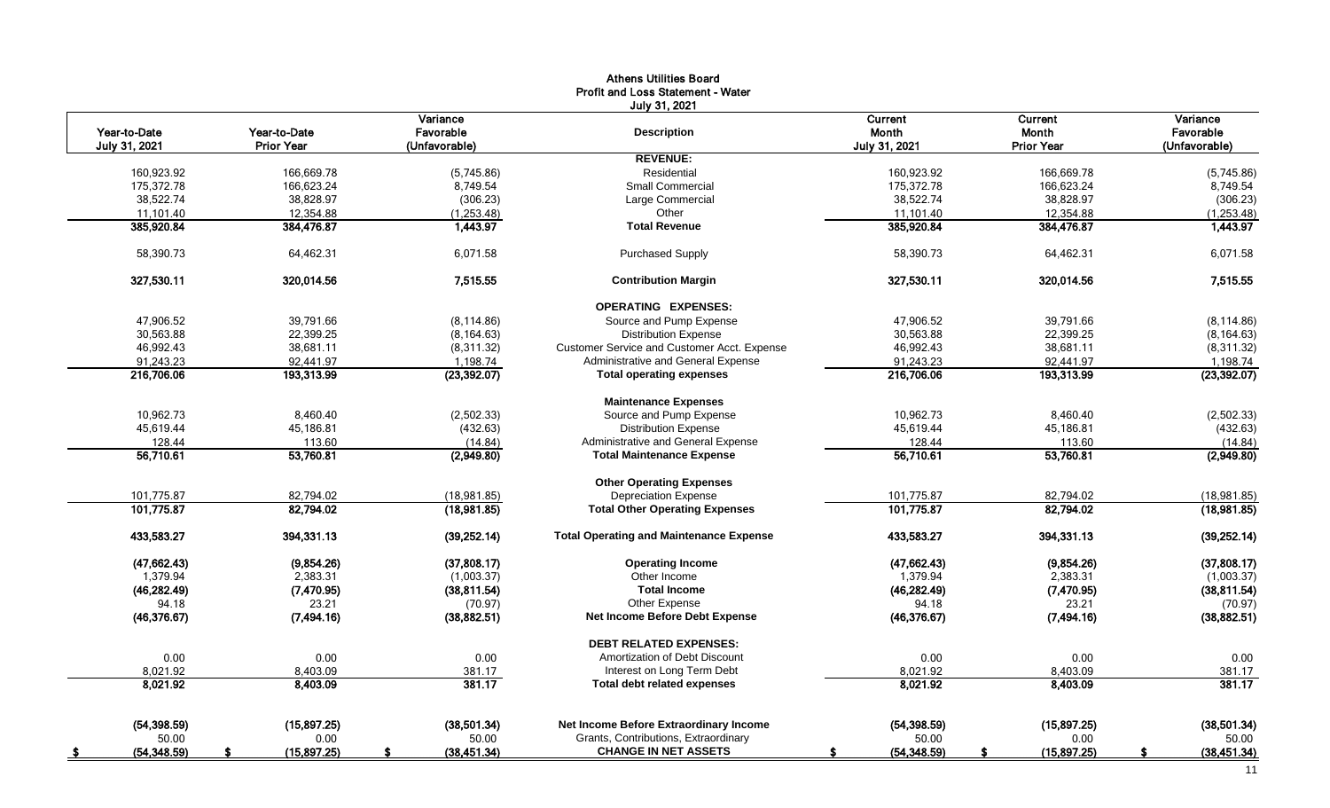**Athens Utilities Board**
**Profit and Loss Statement - Water**
**July 31, 2021**

| Year-to-Date July 31, 2021 | Year-to-Date Prior Year | Variance Favorable (Unfavorable) | Description | Current Month July 31, 2021 | Current Month Prior Year | Variance Favorable (Unfavorable) |
|---|---|---|---|---|---|---|
| | | | **REVENUE:** | | | |
| 160,923.92 | 166,669.78 | (5,745.86) | Residential | 160,923.92 | 166,669.78 | (5,745.86) |
| 175,372.78 | 166,623.24 | 8,749.54 | Small Commercial | 175,372.78 | 166,623.24 | 8,749.54 |
| 38,522.74 | 38,828.97 | (306.23) | Large Commercial | 38,522.74 | 38,828.97 | (306.23) |
| 11,101.40 | 12,354.88 | (1,253.48) | Other | 11,101.40 | 12,354.88 | (1,253.48) |
| **385,920.84** | **384,476.87** | **1,443.97** | **Total Revenue** | **385,920.84** | **384,476.87** | **1,443.97** |
| 58,390.73 | 64,462.31 | 6,071.58 | Purchased Supply | 58,390.73 | 64,462.31 | 6,071.58 |
| **327,530.11** | **320,014.56** | **7,515.55** | **Contribution Margin** | **327,530.11** | **320,014.56** | **7,515.55** |
| | | | **OPERATING EXPENSES:** | | | |
| 47,906.52 | 39,791.66 | (8,114.86) | Source and Pump Expense | 47,906.52 | 39,791.66 | (8,114.86) |
| 30,563.88 | 22,399.25 | (8,164.63) | Distribution Expense | 30,563.88 | 22,399.25 | (8,164.63) |
| 46,992.43 | 38,681.11 | (8,311.32) | Customer Service and Customer Acct. Expense | 46,992.43 | 38,681.11 | (8,311.32) |
| 91,243.23 | 92,441.97 | 1,198.74 | Administrative and General Expense | 91,243.23 | 92,441.97 | 1,198.74 |
| **216,706.06** | **193,313.99** | **(23,392.07)** | **Total operating expenses** | **216,706.06** | **193,313.99** | **(23,392.07)** |
| | | | **Maintenance Expenses** | | | |
| 10,962.73 | 8,460.40 | (2,502.33) | Source and Pump Expense | 10,962.73 | 8,460.40 | (2,502.33) |
| 45,619.44 | 45,186.81 | (432.63) | Distribution Expense | 45,619.44 | 45,186.81 | (432.63) |
| 128.44 | 113.60 | (14.84) | Administrative and General Expense | 128.44 | 113.60 | (14.84) |
| **56,710.61** | **53,760.81** | **(2,949.80)** | **Total Maintenance Expense** | **56,710.61** | **53,760.81** | **(2,949.80)** |
| | | | **Other Operating Expenses** | | | |
| 101,775.87 | 82,794.02 | (18,981.85) | Depreciation Expense | 101,775.87 | 82,794.02 | (18,981.85) |
| **101,775.87** | **82,794.02** | **(18,981.85)** | **Total Other Operating Expenses** | **101,775.87** | **82,794.02** | **(18,981.85)** |
| **433,583.27** | **394,331.13** | **(39,252.14)** | **Total Operating and Maintenance Expense** | **433,583.27** | **394,331.13** | **(39,252.14)** |
| **(47,662.43)** | **(9,854.26)** | **(37,808.17)** | **Operating Income** | **(47,662.43)** | **(9,854.26)** | **(37,808.17)** |
| 1,379.94 | 2,383.31 | (1,003.37) | Other Income | 1,379.94 | 2,383.31 | (1,003.37) |
| **(46,282.49)** | **(7,470.95)** | **(38,811.54)** | **Total Income** | **(46,282.49)** | **(7,470.95)** | **(38,811.54)** |
| 94.18 | 23.21 | (70.97) | Other Expense | 94.18 | 23.21 | (70.97) |
| **(46,376.67)** | **(7,494.16)** | **(38,882.51)** | **Net Income Before Debt Expense** | **(46,376.67)** | **(7,494.16)** | **(38,882.51)** |
| | | | **DEBT RELATED EXPENSES:** | | | |
| 0.00 | 0.00 | 0.00 | Amortization of Debt Discount | 0.00 | 0.00 | 0.00 |
| 8,021.92 | 8,403.09 | 381.17 | Interest on Long Term Debt | 8,021.92 | 8,403.09 | 381.17 |
| **8,021.92** | **8,403.09** | **381.17** | **Total debt related expenses** | **8,021.92** | **8,403.09** | **381.17** |
| **(54,398.59)** | **(15,897.25)** | **(38,501.34)** | **Net Income Before Extraordinary Income** | **(54,398.59)** | **(15,897.25)** | **(38,501.34)** |
| 50.00 | 0.00 | 50.00 | Grants, Contributions, Extraordinary | 50.00 | 0.00 | 50.00 |
| **$ (54,348.59)** | **$ (15,897.25)** | **$ (38,451.34)** | **CHANGE IN NET ASSETS** | **$ (54,348.59)** | **$ (15,897.25)** | **$ (38,451.34)** |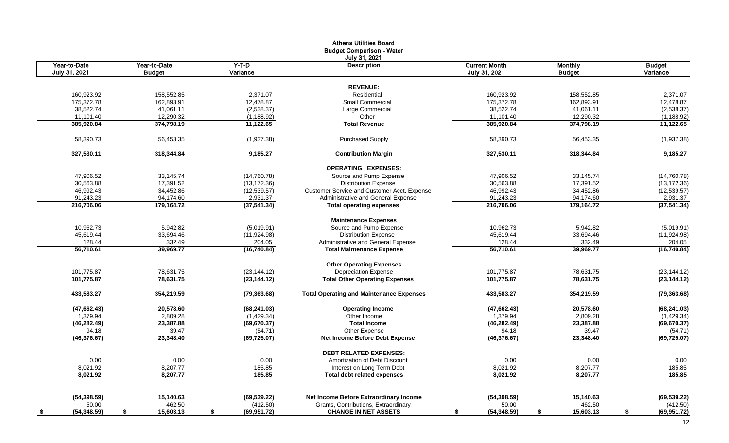# Athens Utilities Board
## Budget Comparison - Water
### July 31, 2021

| Year-to-Date July 31, 2021 | Year-to-Date Budget | Y-T-D Variance | Description | Current Month July 31, 2021 | Monthly Budget | Budget Variance |
|---|---|---|---|---|---|---|
| | | | **REVENUE:** | | | |
| 160,923.92 | 158,552.85 | 2,371.07 | Residential | 160,923.92 | 158,552.85 | 2,371.07 |
| 175,372.78 | 162,893.91 | 12,478.87 | Small Commercial | 175,372.78 | 162,893.91 | 12,478.87 |
| 38,522.74 | 41,061.11 | (2,538.37) | Large Commercial | 38,522.74 | 41,061.11 | (2,538.37) |
| 11,101.40 | 12,290.32 | (1,188.92) | Other | 11,101.40 | 12,290.32 | (1,188.92) |
| **385,920.84** | **374,798.19** | **11,122.65** | **Total Revenue** | **385,920.84** | **374,798.19** | **11,122.65** |
| 58,390.73 | 56,453.35 | (1,937.38) | Purchased Supply | 58,390.73 | 56,453.35 | (1,937.38) |
| **327,530.11** | **318,344.84** | **9,185.27** | **Contribution Margin** | **327,530.11** | **318,344.84** | **9,185.27** |
| | | | **OPERATING EXPENSES:** | | | |
| 47,906.52 | 33,145.74 | (14,760.78) | Source and Pump Expense | 47,906.52 | 33,145.74 | (14,760.78) |
| 30,563.88 | 17,391.52 | (13,172.36) | Distribution Expense | 30,563.88 | 17,391.52 | (13,172.36) |
| 46,992.43 | 34,452.86 | (12,539.57) | Customer Service and Customer Acct. Expense | 46,992.43 | 34,452.86 | (12,539.57) |
| 91,243.23 | 94,174.60 | 2,931.37 | Administrative and General Expense | 91,243.23 | 94,174.60 | 2,931.37 |
| **216,706.06** | **179,164.72** | **(37,541.34)** | **Total operating expenses** | **216,706.06** | **179,164.72** | **(37,541.34)** |
| | | | **Maintenance Expenses** | | | |
| 10,962.73 | 5,942.82 | (5,019.91) | Source and Pump Expense | 10,962.73 | 5,942.82 | (5,019.91) |
| 45,619.44 | 33,694.46 | (11,924.98) | Distribution Expense | 45,619.44 | 33,694.46 | (11,924.98) |
| 128.44 | 332.49 | 204.05 | Administrative and General Expense | 128.44 | 332.49 | 204.05 |
| **56,710.61** | **39,969.77** | **(16,740.84)** | **Total Maintenance Expense** | **56,710.61** | **39,969.77** | **(16,740.84)** |
| | | | **Other Operating Expenses** | | | |
| 101,775.87 | 78,631.75 | (23,144.12) | Depreciation Expense | 101,775.87 | 78,631.75 | (23,144.12) |
| **101,775.87** | **78,631.75** | **(23,144.12)** | **Total Other Operating Expenses** | **101,775.87** | **78,631.75** | **(23,144.12)** |
| **433,583.27** | **354,219.59** | **(79,363.68)** | **Total Operating and Maintenance Expenses** | **433,583.27** | **354,219.59** | **(79,363.68)** |
| **(47,662.43)** | **20,578.60** | **(68,241.03)** | **Operating Income** | **(47,662.43)** | **20,578.60** | **(68,241.03)** |
| 1,379.94 | 2,809.28 | (1,429.34) | Other Income | 1,379.94 | 2,809.28 | (1,429.34) |
| **(46,282.49)** | **23,387.88** | **(69,670.37)** | **Total Income** | **(46,282.49)** | **23,387.88** | **(69,670.37)** |
| 94.18 | 39.47 | (54.71) | Other Expense | 94.18 | 39.47 | (54.71) |
| **(46,376.67)** | **23,348.40** | **(69,725.07)** | **Net Income Before Debt Expense** | **(46,376.67)** | **23,348.40** | **(69,725.07)** |
| | | | **DEBT RELATED EXPENSES:** | | | |
| 0.00 | 0.00 | 0.00 | Amortization of Debt Discount | 0.00 | 0.00 | 0.00 |
| 8,021.92 | 8,207.77 | 185.85 | Interest on Long Term Debt | 8,021.92 | 8,207.77 | 185.85 |
| **8,021.92** | **8,207.77** | **185.85** | **Total debt related expenses** | **8,021.92** | **8,207.77** | **185.85** |
| **(54,398.59)** | **15,140.63** | **(69,539.22)** | **Net Income Before Extraordinary Income** | **(54,398.59)** | **15,140.63** | **(69,539.22)** |
| 50.00 | 462.50 | (412.50) | Grants, Contributions, Extraordinary | 50.00 | 462.50 | (412.50) |
| **$ (54,348.59)** | **$ 15,603.13** | **$ (69,951.72)** | **CHANGE IN NET ASSETS** | **$ (54,348.59)** | **$ 15,603.13** | **$ (69,951.72)** |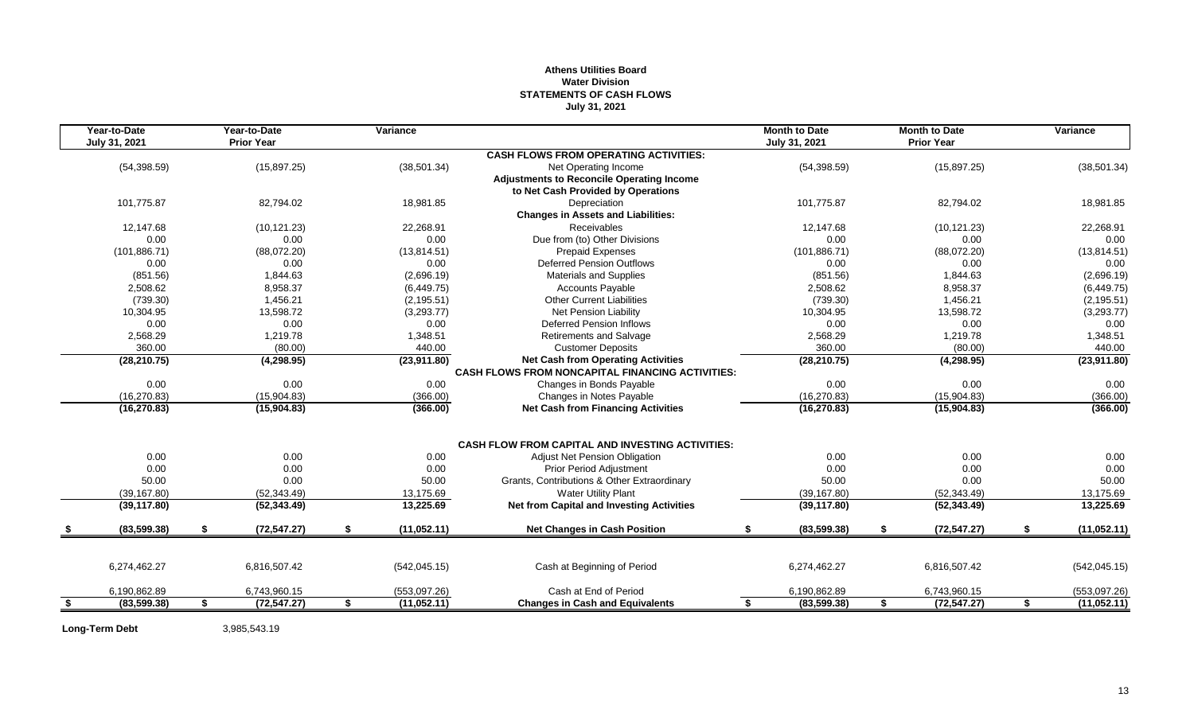**Athens Utilities Board**
**Water Division**
**STATEMENTS OF CASH FLOWS**
**July 31, 2021**

| Year-to-Date July 31, 2021 | Year-to-Date Prior Year | Variance | | Month to Date July 31, 2021 | Month to Date Prior Year | Variance |
|---|---|---|---|---|---|---|
| | | | **CASH FLOWS FROM OPERATING ACTIVITIES:** | | | |
| (54,398.59) | (15,897.25) | (38,501.34) | Net Operating Income | (54,398.59) | (15,897.25) | (38,501.34) |
| | | | **Adjustments to Reconcile Operating Income** | | | |
| | | | **to Net Cash Provided by Operations** | | | |
| 101,775.87 | 82,794.02 | 18,981.85 | Depreciation | 101,775.87 | 82,794.02 | 18,981.85 |
| | | | **Changes in Assets and Liabilities:** | | | |
| 12,147.68 | (10,121.23) | 22,268.91 | Receivables | 12,147.68 | (10,121.23) | 22,268.91 |
| 0.00 | 0.00 | 0.00 | Due from (to) Other Divisions | 0.00 | 0.00 | 0.00 |
| (101,886.71) | (88,072.20) | (13,814.51) | Prepaid Expenses | (101,886.71) | (88,072.20) | (13,814.51) |
| 0.00 | 0.00 | 0.00 | Deferred Pension Outflows | 0.00 | 0.00 | 0.00 |
| (851.56) | 1,844.63 | (2,696.19) | Materials and Supplies | (851.56) | 1,844.63 | (2,696.19) |
| 2,508.62 | 8,958.37 | (6,449.75) | Accounts Payable | 2,508.62 | 8,958.37 | (6,449.75) |
| (739.30) | 1,456.21 | (2,195.51) | Other Current Liabilities | (739.30) | 1,456.21 | (2,195.51) |
| 10,304.95 | 13,598.72 | (3,293.77) | Net Pension Liability | 10,304.95 | 13,598.72 | (3,293.77) |
| 0.00 | 0.00 | 0.00 | Deferred Pension Inflows | 0.00 | 0.00 | 0.00 |
| 2,568.29 | 1,219.78 | 1,348.51 | Retirements and Salvage | 2,568.29 | 1,219.78 | 1,348.51 |
| 360.00 | (80.00) | 440.00 | Customer Deposits | 360.00 | (80.00) | 440.00 |
| **(28,210.75)** | **(4,298.95)** | **(23,911.80)** | **Net Cash from Operating Activities** | **(28,210.75)** | **(4,298.95)** | **(23,911.80)** |
| | | | **CASH FLOWS FROM NONCAPITAL FINANCING ACTIVITIES:** | | | |
| 0.00 | 0.00 | 0.00 | Changes in Bonds Payable | 0.00 | 0.00 | 0.00 |
| (16,270.83) | (15,904.83) | (366.00) | Changes in Notes Payable | (16,270.83) | (15,904.83) | (366.00) |
| **(16,270.83)** | **(15,904.83)** | **(366.00)** | **Net Cash from Financing Activities** | **(16,270.83)** | **(15,904.83)** | **(366.00)** |
| | | | **CASH FLOW FROM CAPITAL AND INVESTING ACTIVITIES:** | | | |
| 0.00 | 0.00 | 0.00 | Adjust Net Pension Obligation | 0.00 | 0.00 | 0.00 |
| 0.00 | 0.00 | 0.00 | Prior Period Adjustment | 0.00 | 0.00 | 0.00 |
| 50.00 | 0.00 | 50.00 | Grants, Contributions & Other Extraordinary | 50.00 | 0.00 | 50.00 |
| (39,167.80) | (52,343.49) | 13,175.69 | Water Utility Plant | (39,167.80) | (52,343.49) | 13,175.69 |
| **(39,117.80)** | **(52,343.49)** | **13,225.69** | **Net from Capital and Investing Activities** | **(39,117.80)** | **(52,343.49)** | **13,225.69** |
| **$ (83,599.38)** | **$ (72,547.27)** | **$ (11,052.11)** | **Net Changes in Cash Position** | **$ (83,599.38)** | **$ (72,547.27)** | **$ (11,052.11)** |
| 6,274,462.27 | 6,816,507.42 | (542,045.15) | Cash at Beginning of Period | 6,274,462.27 | 6,816,507.42 | (542,045.15) |
| 6,190,862.89 | 6,743,960.15 | (553,097.26) | Cash at End of Period | 6,190,862.89 | 6,743,960.15 | (553,097.26) |
| **$ (83,599.38)** | **$ (72,547.27)** | **$ (11,052.11)** | **Changes in Cash and Equivalents** | **$ (83,599.38)** | **$ (72,547.27)** | **$ (11,052.11)** |

**Long-Term Debt** 3,985,543.19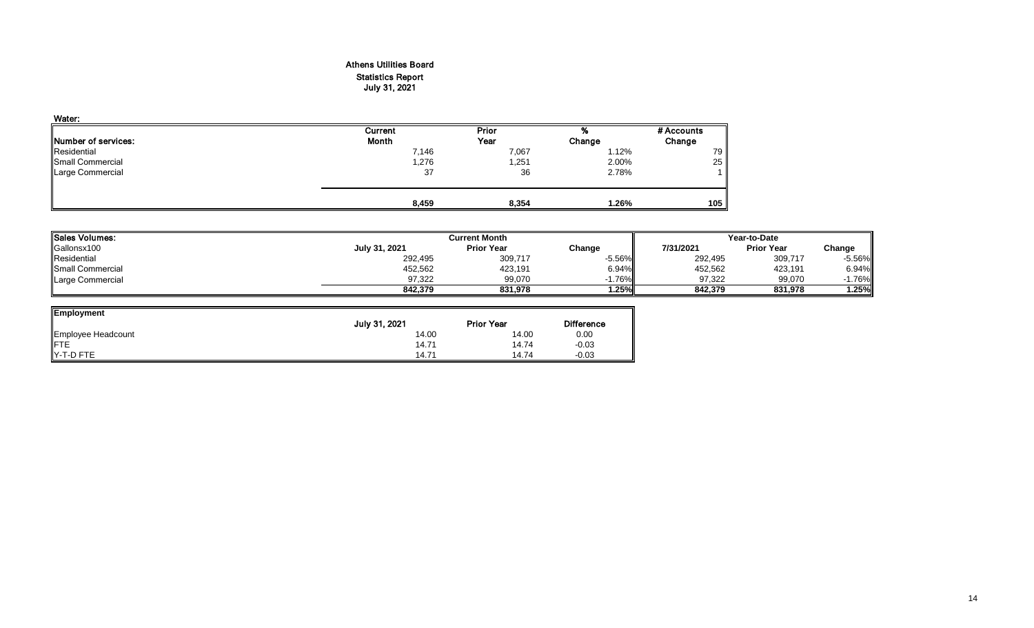# Athens Utilities Board
## Statistics Report
### July 31, 2021

**Water:**

| Number of services: | Current Month | Prior Year | % Change | # Accounts Change |
|---|---|---|---|---|
| Residential | 7,146 | 7,067 | 1.12% | 79 |
| Small Commercial | 1,276 | 1,251 | 2.00% | 25 |
| Large Commercial | 37 | 36 | 2.78% | 1 |
| | **8,459** | **8,354** | **1.26%** | **105** |

| Sales Volumes: | Current Month | | | Year-to-Date | | |
|---|---|---|---|---|---|---|
| Gallonsx100 | July 31, 2021 | Prior Year | Change | 7/31/2021 | Prior Year | Change |
| Residential | 292,495 | 309,717 | -5.56% | 292,495 | 309,717 | -5.56% |
| Small Commercial | 452,562 | 423,191 | 6.94% | 452,562 | 423,191 | 6.94% |
| Large Commercial | 97,322 | 99,070 | -1.76% | 97,322 | 99,070 | -1.76% |
| | **842,379** | **831,978** | **1.25%** | **842,379** | **831,978** | **1.25%** |

| Employment | July 31, 2021 | Prior Year | Difference |
|---|---|---|---|
| Employee Headcount | 14.00 | 14.00 | 0.00 |
| FTE | 14.71 | 14.74 | -0.03 |
| Y-T-D FTE | 14.71 | 14.74 | -0.03 |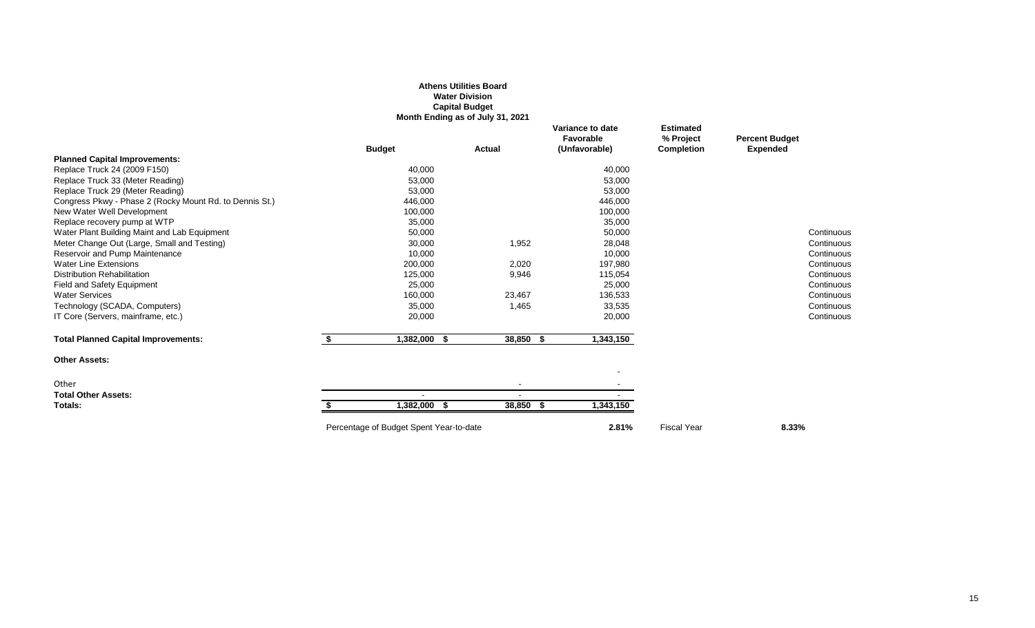**Athens Utilities Board**
**Water Division**
**Capital Budget**
**Month Ending as of July 31, 2021**

| | Budget | Actual | Variance to date Favorable (Unfavorable) | Estimated % Project Completion | Percent Budget Expended | |
|---|---|---|---|---|---|---|
| **Planned Capital Improvements:** | | | | | | |
| Replace Truck 24 (2009 F150) | 40,000 | | 40,000 | | | |
| Replace Truck 33 (Meter Reading) | 53,000 | | 53,000 | | | |
| Replace Truck 29 (Meter Reading) | 53,000 | | 53,000 | | | |
| Congress Pkwy - Phase 2 (Rocky Mount Rd. to Dennis St.) | 446,000 | | 446,000 | | | |
| New Water Well Development | 100,000 | | 100,000 | | | |
| Replace recovery pump at WTP | 35,000 | | 35,000 | | | |
| Water Plant Building Maint and Lab Equipment | 50,000 | | 50,000 | | | Continuous |
| Meter Change Out (Large, Small and Testing) | 30,000 | 1,952 | 28,048 | | | Continuous |
| Reservoir and Pump Maintenance | 10,000 | | 10,000 | | | Continuous |
| Water Line Extensions | 200,000 | 2,020 | 197,980 | | | Continuous |
| Distribution Rehabilitation | 125,000 | 9,946 | 115,054 | | | Continuous |
| Field and Safety Equipment | 25,000 | | 25,000 | | | Continuous |
| Water Services | 160,000 | 23,467 | 136,533 | | | Continuous |
| Technology (SCADA, Computers) | 35,000 | 1,465 | 33,535 | | | Continuous |
| IT Core (Servers, mainframe, etc.) | 20,000 | | 20,000 | | | Continuous |
| **Total Planned Capital Improvements:** | $ 1,382,000 | $ 38,850 | $ 1,343,150 | | | |
| **Other Assets:** | | | | | | |
| | | | - | | | |
| Other | | - | - | | | |
| **Total Other Assets:** | - | - | - | | | |
| **Totals:** | $ 1,382,000 | $ 38,850 | $ 1,343,150 | | | |
| Percentage of Budget Spent Year-to-date | | | 2.81% | Fiscal Year | 8.33% | |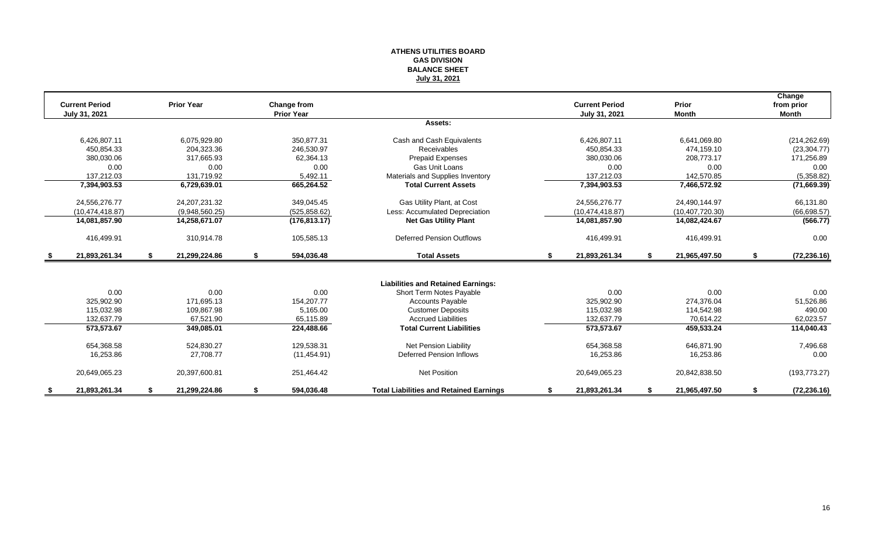# ATHENS UTILITIES BOARD
## GAS DIVISION
## BALANCE SHEET
## July 31, 2021

| Current Period July 31, 2021 | Prior Year | Change from Prior Year | | Current Period July 31, 2021 | Prior Month | Change from prior Month |
|---|---|---|---|---|---|---|
| | | | **Assets:** | | | |
| 6,426,807.11 | 6,075,929.80 | 350,877.31 | Cash and Cash Equivalents | 6,426,807.11 | 6,641,069.80 | (214,262.69) |
| 450,854.33 | 204,323.36 | 246,530.97 | Receivables | 450,854.33 | 474,159.10 | (23,304.77) |
| 380,030.06 | 317,665.93 | 62,364.13 | Prepaid Expenses | 380,030.06 | 208,773.17 | 171,256.89 |
| 0.00 | 0.00 | 0.00 | Gas Unit Loans | 0.00 | 0.00 | 0.00 |
| 137,212.03 | 131,719.92 | 5,492.11 | Materials and Supplies Inventory | 137,212.03 | 142,570.85 | (5,358.82) |
| **7,394,903.53** | **6,729,639.01** | **665,264.52** | **Total Current Assets** | **7,394,903.53** | **7,466,572.92** | **(71,669.39)** |
| 24,556,276.77 | 24,207,231.32 | 349,045.45 | Gas Utility Plant, at Cost | 24,556,276.77 | 24,490,144.97 | 66,131.80 |
| (10,474,418.87) | (9,948,560.25) | (525,858.62) | Less: Accumulated Depreciation | (10,474,418.87) | (10,407,720.30) | (66,698.57) |
| **14,081,857.90** | **14,258,671.07** | **(176,813.17)** | **Net Gas Utility Plant** | **14,081,857.90** | **14,082,424.67** | **(566.77)** |
| 416,499.91 | 310,914.78 | 105,585.13 | Deferred Pension Outflows | 416,499.91 | 416,499.91 | 0.00 |
| **$ 21,893,261.34** | **$ 21,299,224.86** | **$ 594,036.48** | **Total Assets** | **$ 21,893,261.34** | **$ 21,965,497.50** | **$ (72,236.16)** |
| | | | **Liabilities and Retained Earnings:** | | | |
| 0.00 | 0.00 | 0.00 | Short Term Notes Payable | 0.00 | 0.00 | 0.00 |
| 325,902.90 | 171,695.13 | 154,207.77 | Accounts Payable | 325,902.90 | 274,376.04 | 51,526.86 |
| 115,032.98 | 109,867.98 | 5,165.00 | Customer Deposits | 115,032.98 | 114,542.98 | 490.00 |
| 132,637.79 | 67,521.90 | 65,115.89 | Accrued Liabilities | 132,637.79 | 70,614.22 | 62,023.57 |
| **573,573.67** | **349,085.01** | **224,488.66** | **Total Current Liabilities** | **573,573.67** | **459,533.24** | **114,040.43** |
| 654,368.58 | 524,830.27 | 129,538.31 | Net Pension Liability | 654,368.58 | 646,871.90 | 7,496.68 |
| 16,253.86 | 27,708.77 | (11,454.91) | Deferred Pension Inflows | 16,253.86 | 16,253.86 | 0.00 |
| 20,649,065.23 | 20,397,600.81 | 251,464.42 | Net Position | 20,649,065.23 | 20,842,838.50 | (193,773.27) |
| **$ 21,893,261.34** | **$ 21,299,224.86** | **$ 594,036.48** | **Total Liabilities and Retained Earnings** | **$ 21,893,261.34** | **$ 21,965,497.50** | **$ (72,236.16)** |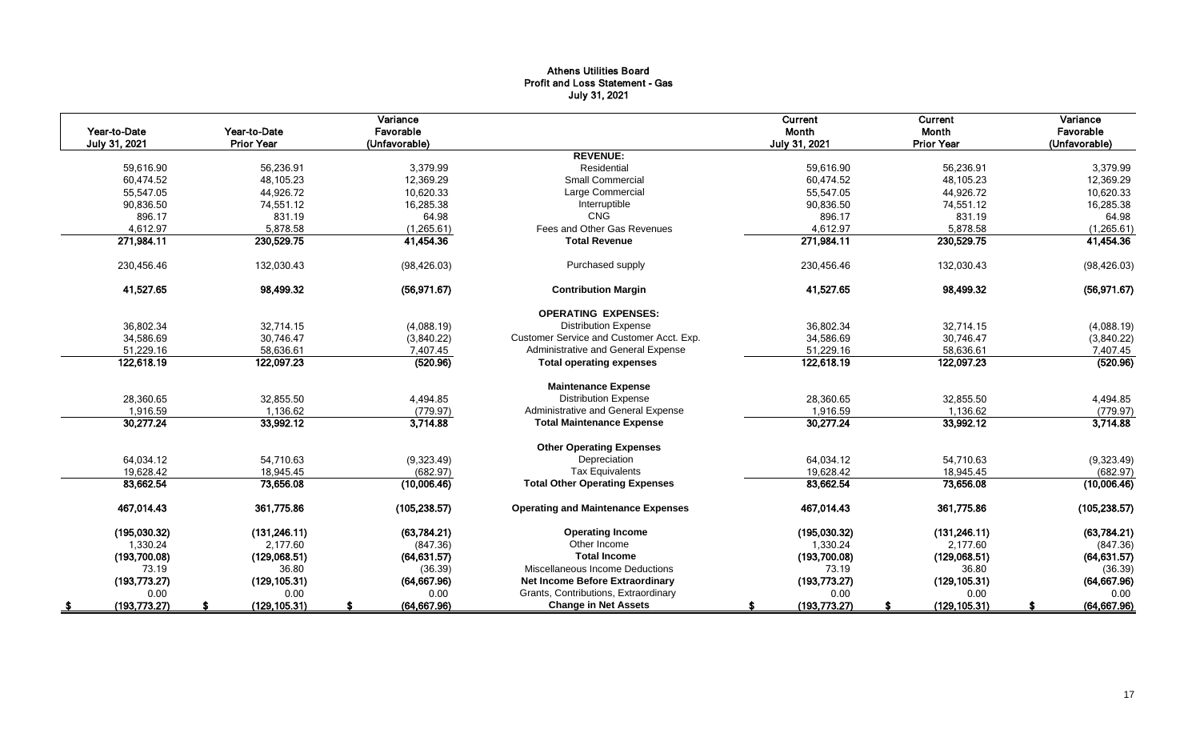# Athens Utilities Board
## Profit and Loss Statement - Gas
### July 31, 2021

| Year-to-Date July 31, 2021 | Year-to-Date Prior Year | Variance Favorable (Unfavorable) | | Current Month July 31, 2021 | Current Month Prior Year | Variance Favorable (Unfavorable) |
|---|---|---|---|---|---|---|
| | | | **REVENUE:** | | | |
| 59,616.90 | 56,236.91 | 3,379.99 | Residential | 59,616.90 | 56,236.91 | 3,379.99 |
| 60,474.52 | 48,105.23 | 12,369.29 | Small Commercial | 60,474.52 | 48,105.23 | 12,369.29 |
| 55,547.05 | 44,926.72 | 10,620.33 | Large Commercial | 55,547.05 | 44,926.72 | 10,620.33 |
| 90,836.50 | 74,551.12 | 16,285.38 | Interruptible | 90,836.50 | 74,551.12 | 16,285.38 |
| 896.17 | 831.19 | 64.98 | CNG | 896.17 | 831.19 | 64.98 |
| 4,612.97 | 5,878.58 | (1,265.61) | Fees and Other Gas Revenues | 4,612.97 | 5,878.58 | (1,265.61) |
| **271,984.11** | **230,529.75** | **41,454.36** | **Total Revenue** | **271,984.11** | **230,529.75** | **41,454.36** |
| 230,456.46 | 132,030.43 | (98,426.03) | Purchased supply | 230,456.46 | 132,030.43 | (98,426.03) |
| **41,527.65** | **98,499.32** | **(56,971.67)** | **Contribution Margin** | **41,527.65** | **98,499.32** | **(56,971.67)** |
| | | | **OPERATING EXPENSES:** | | | |
| 36,802.34 | 32,714.15 | (4,088.19) | Distribution Expense | 36,802.34 | 32,714.15 | (4,088.19) |
| 34,586.69 | 30,746.47 | (3,840.22) | Customer Service and Customer Acct. Exp. | 34,586.69 | 30,746.47 | (3,840.22) |
| 51,229.16 | 58,636.61 | 7,407.45 | Administrative and General Expense | 51,229.16 | 58,636.61 | 7,407.45 |
| **122,618.19** | **122,097.23** | **(520.96)** | **Total operating expenses** | **122,618.19** | **122,097.23** | **(520.96)** |
| | | | **Maintenance Expense** | | | |
| 28,360.65 | 32,855.50 | 4,494.85 | Distribution Expense | 28,360.65 | 32,855.50 | 4,494.85 |
| 1,916.59 | 1,136.62 | (779.97) | Administrative and General Expense | 1,916.59 | 1,136.62 | (779.97) |
| **30,277.24** | **33,992.12** | **3,714.88** | **Total Maintenance Expense** | **30,277.24** | **33,992.12** | **3,714.88** |
| | | | **Other Operating Expenses** | | | |
| 64,034.12 | 54,710.63 | (9,323.49) | Depreciation | 64,034.12 | 54,710.63 | (9,323.49) |
| 19,628.42 | 18,945.45 | (682.97) | Tax Equivalents | 19,628.42 | 18,945.45 | (682.97) |
| **83,662.54** | **73,656.08** | **(10,006.46)** | **Total Other Operating Expenses** | **83,662.54** | **73,656.08** | **(10,006.46)** |
| **467,014.43** | **361,775.86** | **(105,238.57)** | **Operating and Maintenance Expenses** | **467,014.43** | **361,775.86** | **(105,238.57)** |
| **(195,030.32)** | **(131,246.11)** | **(63,784.21)** | **Operating Income** | **(195,030.32)** | **(131,246.11)** | **(63,784.21)** |
| 1,330.24 | 2,177.60 | (847.36) | Other Income | 1,330.24 | 2,177.60 | (847.36) |
| **(193,700.08)** | **(129,068.51)** | **(64,631.57)** | **Total Income** | **(193,700.08)** | **(129,068.51)** | **(64,631.57)** |
| 73.19 | 36.80 | (36.39) | Miscellaneous Income Deductions | 73.19 | 36.80 | (36.39) |
| **(193,773.27)** | **(129,105.31)** | **(64,667.96)** | **Net Income Before Extraordinary** | **(193,773.27)** | **(129,105.31)** | **(64,667.96)** |
| 0.00 | 0.00 | 0.00 | Grants, Contributions, Extraordinary | 0.00 | 0.00 | 0.00 |
| **$ (193,773.27)** | **$ (129,105.31)** | **$ (64,667.96)** | **Change in Net Assets** | **$ (193,773.27)** | **$ (129,105.31)** | **$ (64,667.96)** |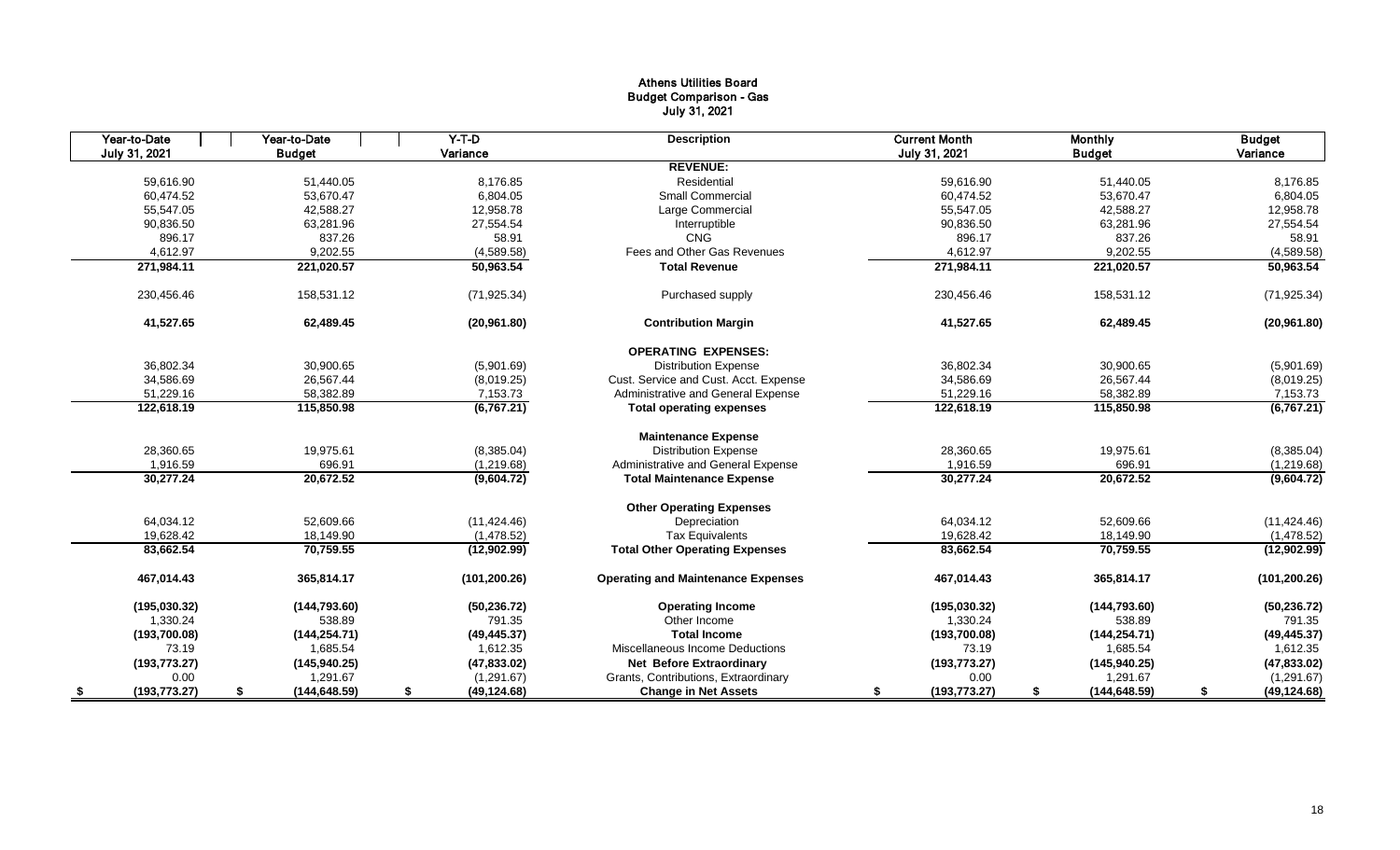# Athens Utilities Board
## Budget Comparison - Gas
### July 31, 2021

| Year-to-Date July 31, 2021 | Year-to-Date Budget | Y-T-D Variance | Description | Current Month July 31, 2021 | Monthly Budget | Budget Variance |
|---|---|---|---|---|---|---|
| | | | **REVENUE:** | | | |
| 59,616.90 | 51,440.05 | 8,176.85 | Residential | 59,616.90 | 51,440.05 | 8,176.85 |
| 60,474.52 | 53,670.47 | 6,804.05 | Small Commercial | 60,474.52 | 53,670.47 | 6,804.05 |
| 55,547.05 | 42,588.27 | 12,958.78 | Large Commercial | 55,547.05 | 42,588.27 | 12,958.78 |
| 90,836.50 | 63,281.96 | 27,554.54 | Interruptible | 90,836.50 | 63,281.96 | 27,554.54 |
| 896.17 | 837.26 | 58.91 | CNG | 896.17 | 837.26 | 58.91 |
| 4,612.97 | 9,202.55 | (4,589.58) | Fees and Other Gas Revenues | 4,612.97 | 9,202.55 | (4,589.58) |
| **271,984.11** | **221,020.57** | **50,963.54** | **Total Revenue** | **271,984.11** | **221,020.57** | **50,963.54** |
| 230,456.46 | 158,531.12 | (71,925.34) | Purchased supply | 230,456.46 | 158,531.12 | (71,925.34) |
| **41,527.65** | **62,489.45** | **(20,961.80)** | **Contribution Margin** | **41,527.65** | **62,489.45** | **(20,961.80)** |
| | | | **OPERATING EXPENSES:** | | | |
| 36,802.34 | 30,900.65 | (5,901.69) | Distribution Expense | 36,802.34 | 30,900.65 | (5,901.69) |
| 34,586.69 | 26,567.44 | (8,019.25) | Cust. Service and Cust. Acct. Expense | 34,586.69 | 26,567.44 | (8,019.25) |
| 51,229.16 | 58,382.89 | 7,153.73 | Administrative and General Expense | 51,229.16 | 58,382.89 | 7,153.73 |
| **122,618.19** | **115,850.98** | **(6,767.21)** | **Total operating expenses** | **122,618.19** | **115,850.98** | **(6,767.21)** |
| | | | **Maintenance Expense** | | | |
| 28,360.65 | 19,975.61 | (8,385.04) | Distribution Expense | 28,360.65 | 19,975.61 | (8,385.04) |
| 1,916.59 | 696.91 | (1,219.68) | Administrative and General Expense | 1,916.59 | 696.91 | (1,219.68) |
| **30,277.24** | **20,672.52** | **(9,604.72)** | **Total Maintenance Expense** | **30,277.24** | **20,672.52** | **(9,604.72)** |
| | | | **Other Operating Expenses** | | | |
| 64,034.12 | 52,609.66 | (11,424.46) | Depreciation | 64,034.12 | 52,609.66 | (11,424.46) |
| 19,628.42 | 18,149.90 | (1,478.52) | Tax Equivalents | 19,628.42 | 18,149.90 | (1,478.52) |
| **83,662.54** | **70,759.55** | **(12,902.99)** | **Total Other Operating Expenses** | **83,662.54** | **70,759.55** | **(12,902.99)** |
| **467,014.43** | **365,814.17** | **(101,200.26)** | **Operating and Maintenance Expenses** | **467,014.43** | **365,814.17** | **(101,200.26)** |
| **(195,030.32)** | **(144,793.60)** | **(50,236.72)** | **Operating Income** | **(195,030.32)** | **(144,793.60)** | **(50,236.72)** |
| 1,330.24 | 538.89 | 791.35 | Other Income | 1,330.24 | 538.89 | 791.35 |
| **(193,700.08)** | **(144,254.71)** | **(49,445.37)** | **Total Income** | **(193,700.08)** | **(144,254.71)** | **(49,445.37)** |
| 73.19 | 1,685.54 | 1,612.35 | Miscellaneous Income Deductions | 73.19 | 1,685.54 | 1,612.35 |
| **(193,773.27)** | **(145,940.25)** | **(47,833.02)** | **Net Before Extraordinary** | **(193,773.27)** | **(145,940.25)** | **(47,833.02)** |
| 0.00 | 1,291.67 | (1,291.67) | Grants, Contributions, Extraordinary | 0.00 | 1,291.67 | (1,291.67) |
| **$ (193,773.27)** | **$ (144,648.59)** | **$ (49,124.68)** | **Change in Net Assets** | **$ (193,773.27)** | **$ (144,648.59)** | **$ (49,124.68)** |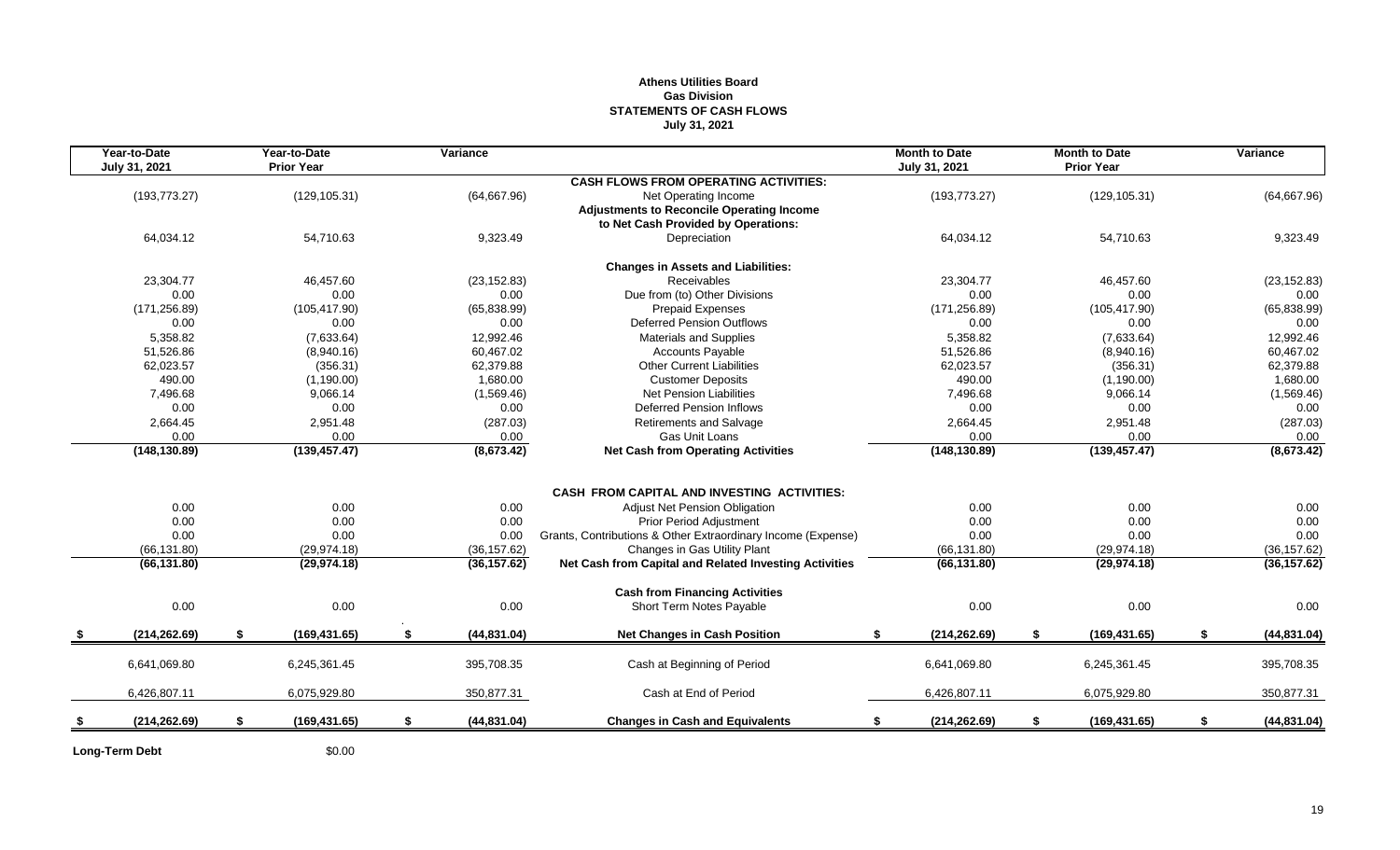**Athens Utilities Board**
**Gas Division**
**STATEMENTS OF CASH FLOWS**
**July 31, 2021**

| Year-to-Date July 31, 2021 | Year-to-Date Prior Year | Variance | | Month to Date July 31, 2021 | Month to Date Prior Year | Variance |
|---|---|---|---|---|---|---|
| | | | **CASH FLOWS FROM OPERATING ACTIVITIES:** | | | |
| (193,773.27) | (129,105.31) | (64,667.96) | Net Operating Income | (193,773.27) | (129,105.31) | (64,667.96) |
| | | | **Adjustments to Reconcile Operating Income to Net Cash Provided by Operations:** | | | |
| 64,034.12 | 54,710.63 | 9,323.49 | Depreciation | 64,034.12 | 54,710.63 | 9,323.49 |
| | | | **Changes in Assets and Liabilities:** | | | |
| 23,304.77 | 46,457.60 | (23,152.83) | Receivables | 23,304.77 | 46,457.60 | (23,152.83) |
| 0.00 | 0.00 | 0.00 | Due from (to) Other Divisions | 0.00 | 0.00 | 0.00 |
| (171,256.89) | (105,417.90) | (65,838.99) | Prepaid Expenses | (171,256.89) | (105,417.90) | (65,838.99) |
| 0.00 | 0.00 | 0.00 | Deferred Pension Outflows | 0.00 | 0.00 | 0.00 |
| 5,358.82 | (7,633.64) | 12,992.46 | Materials and Supplies | 5,358.82 | (7,633.64) | 12,992.46 |
| 51,526.86 | (8,940.16) | 60,467.02 | Accounts Payable | 51,526.86 | (8,940.16) | 60,467.02 |
| 62,023.57 | (356.31) | 62,379.88 | Other Current Liabilities | 62,023.57 | (356.31) | 62,379.88 |
| 490.00 | (1,190.00) | 1,680.00 | Customer Deposits | 490.00 | (1,190.00) | 1,680.00 |
| 7,496.68 | 9,066.14 | (1,569.46) | Net Pension Liabilities | 7,496.68 | 9,066.14 | (1,569.46) |
| 0.00 | 0.00 | 0.00 | Deferred Pension Inflows | 0.00 | 0.00 | 0.00 |
| 2,664.45 | 2,951.48 | (287.03) | Retirements and Salvage | 2,664.45 | 2,951.48 | (287.03) |
| 0.00 | 0.00 | 0.00 | Gas Unit Loans | 0.00 | 0.00 | 0.00 |
| **(148,130.89)** | **(139,457.47)** | **(8,673.42)** | **Net Cash from Operating Activities** | **(148,130.89)** | **(139,457.47)** | **(8,673.42)** |
| | | | **CASH FROM CAPITAL AND INVESTING ACTIVITIES:** | | | |
| 0.00 | 0.00 | 0.00 | Adjust Net Pension Obligation | 0.00 | 0.00 | 0.00 |
| 0.00 | 0.00 | 0.00 | Prior Period Adjustment | 0.00 | 0.00 | 0.00 |
| 0.00 | 0.00 | 0.00 | Grants, Contributions & Other Extraordinary Income (Expense) | 0.00 | 0.00 | 0.00 |
| (66,131.80) | (29,974.18) | (36,157.62) | Changes in Gas Utility Plant | (66,131.80) | (29,974.18) | (36,157.62) |
| **(66,131.80)** | **(29,974.18)** | **(36,157.62)** | **Net Cash from Capital and Related Investing Activities** | **(66,131.80)** | **(29,974.18)** | **(36,157.62)** |
| | | | **Cash from Financing Activities** | | | |
| 0.00 | 0.00 | 0.00 | Short Term Notes Payable | 0.00 | 0.00 | 0.00 |
| **$ (214,262.69)** | **$ (169,431.65)** | **$ (44,831.04)** | **Net Changes in Cash Position** | **$ (214,262.69)** | **$ (169,431.65)** | **$ (44,831.04)** |
| 6,641,069.80 | 6,245,361.45 | 395,708.35 | Cash at Beginning of Period | 6,641,069.80 | 6,245,361.45 | 395,708.35 |
| 6,426,807.11 | 6,075,929.80 | 350,877.31 | Cash at End of Period | 6,426,807.11 | 6,075,929.80 | 350,877.31 |
| **$ (214,262.69)** | **$ (169,431.65)** | **$ (44,831.04)** | **Changes in Cash and Equivalents** | **$ (214,262.69)** | **$ (169,431.65)** | **$ (44,831.04)** |

**Long-Term Debt** $0.00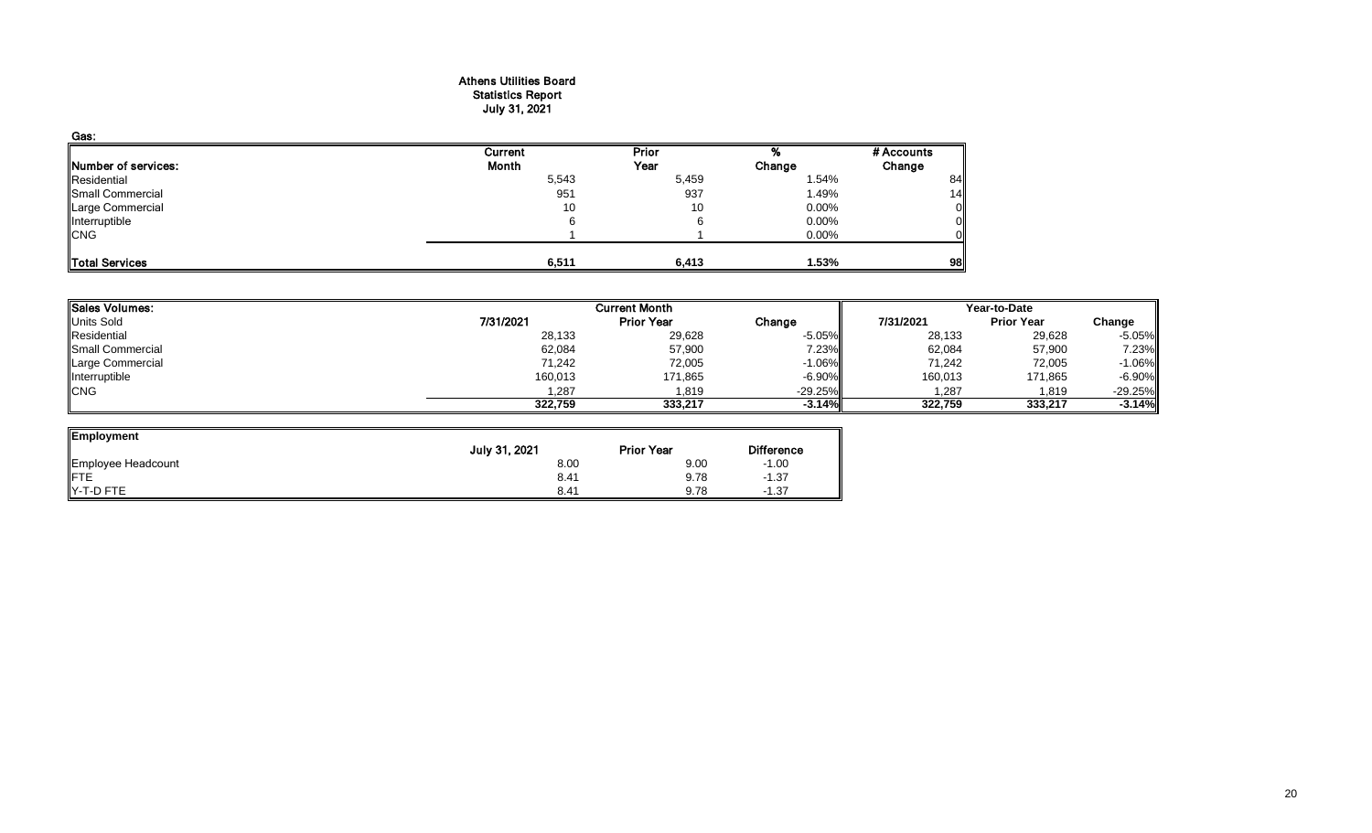**Athens Utilities Board**
**Statistics Report**
**July 31, 2021**

**Gas:**

| Number of services: | Current Month | Prior Year | % Change | # Accounts Change |
|---|---|---|---|---|
| Residential | 5,543 | 5,459 | 1.54% | 84 |
| Small Commercial | 951 | 937 | 1.49% | 14 |
| Large Commercial | 10 | 10 | 0.00% | 0 |
| Interruptible | 6 | 6 | 0.00% | 0 |
| CNG | 1 | 1 | 0.00% | 0 |
| **Total Services** | **6,511** | **6,413** | **1.53%** | **98** |

| Sales Volumes: | Current Month | | | Year-to-Date | | |
|---|---|---|---|---|---|---|
| Units Sold | 7/31/2021 | Prior Year | Change | 7/31/2021 | Prior Year | Change |
| Residential | 28,133 | 29,628 | -5.05% | 28,133 | 29,628 | -5.05% |
| Small Commercial | 62,084 | 57,900 | 7.23% | 62,084 | 57,900 | 7.23% |
| Large Commercial | 71,242 | 72,005 | -1.06% | 71,242 | 72,005 | -1.06% |
| Interruptible | 160,013 | 171,865 | -6.90% | 160,013 | 171,865 | -6.90% |
| CNG | 1,287 | 1,819 | -29.25% | 1,287 | 1,819 | -29.25% |
| | **322,759** | **333,217** | **-3.14%** | **322,759** | **333,217** | **-3.14%** |

| Employment | July 31, 2021 | Prior Year | Difference |
|---|---|---|---|
| Employee Headcount | 8.00 | 9.00 | -1.00 |
| FTE | 8.41 | 9.78 | -1.37 |
| Y-T-D FTE | 8.41 | 9.78 | -1.37 |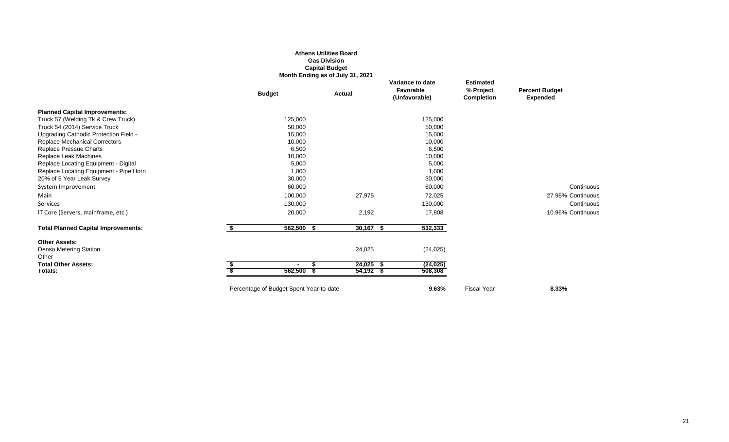**Athens Utilities Board**
**Gas Division**
**Capital Budget**
**Month Ending as of July 31, 2021**

| | Budget | Actual | Variance to date Favorable (Unfavorable) | Estimated % Project Completion | Percent Budget Expended | |
|---|---|---|---|---|---|---|
| **Planned Capital Improvements:** | | | | | | |
| Truck 57 (Welding Tk & Crew Truck) | 125,000 | | 125,000 | | | |
| Truck 54 (2014) Service Truck | 50,000 | | 50,000 | | | |
| Upgrading Cathodic Protection Field - | 15,000 | | 15,000 | | | |
| Replace Mechanical Correctors | 10,000 | | 10,000 | | | |
| Replace Pressue Charts | 6,500 | | 6,500 | | | |
| Replace Leak Machines | 10,000 | | 10,000 | | | |
| Replace Locating Equipment - Digital | 5,000 | | 5,000 | | | |
| Replace Locating Equipment - Pipe Horn | 1,000 | | 1,000 | | | |
| 20% of 5 Year Leak Survey | 30,000 | | 30,000 | | | |
| System Improvement | 60,000 | | 60,000 | | | Continuous |
| Main | 100,000 | 27,975 | 72,025 | | 27.98% | Continuous |
| Services | 130,000 | | 130,000 | | | Continuous |
| IT Core (Servers, mainframe, etc.) | 20,000 | 2,192 | 17,808 | | 10.96% | Continuous |
| **Total Planned Capital Improvements:** | $ 562,500 | $ 30,167 | $ 532,333 | | | |
| **Other Assets:** | | | | | | |
| Denso Metering Station | | 24,025 | (24,025) | | | |
| Other | | | - | | | |
| **Total Other Assets:** | $ - | $ 24,025 | $ (24,025) | | | |
| **Totals:** | $ 562,500 | $ 54,192 | $ 508,308 | | | |
| | Percentage of Budget Spent Year-to-date | | **9.63%** | Fiscal Year | **8.33%** | |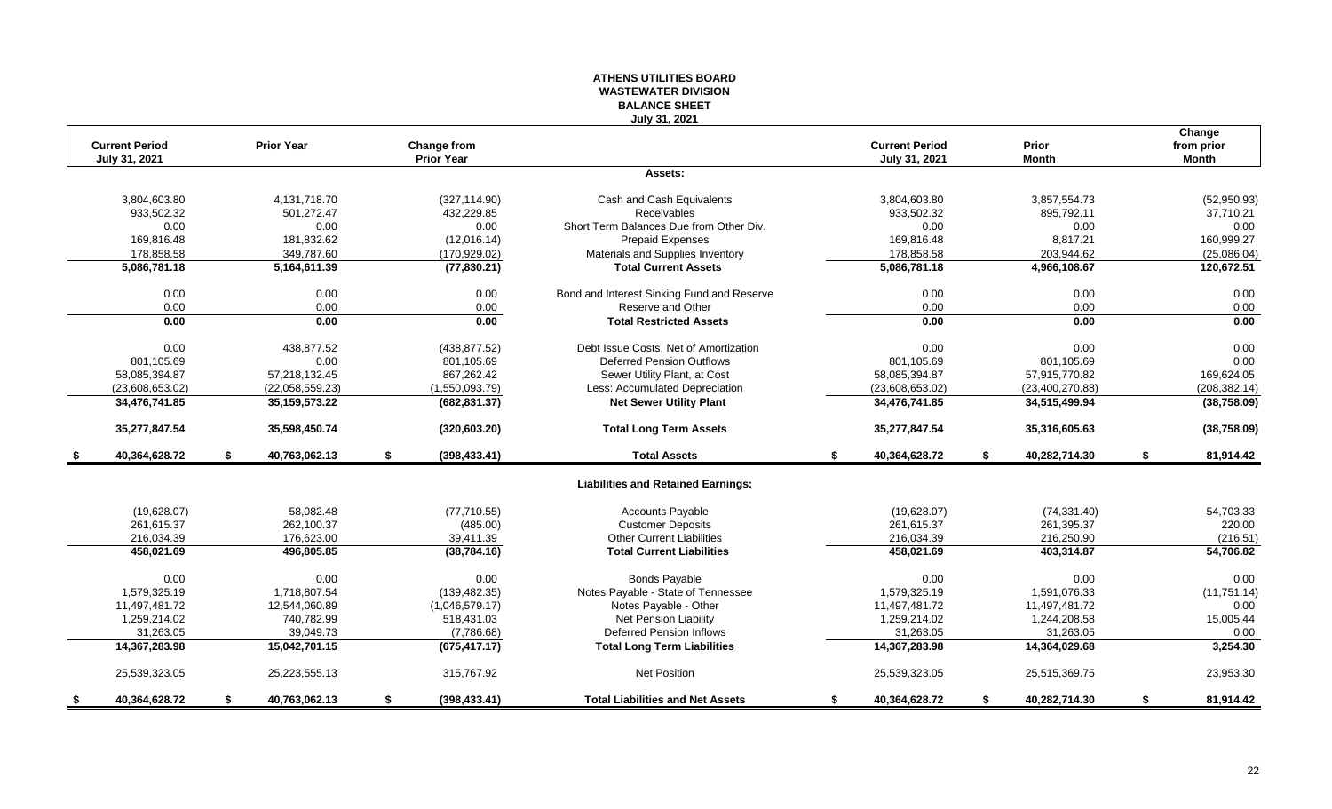# ATHENS UTILITIES BOARD
## WASTEWATER DIVISION
## BALANCE SHEET
### July 31, 2021

| Current Period July 31, 2021 | Prior Year | Change from Prior Year | | Current Period July 31, 2021 | Prior Month | Change from prior Month |
|---|---|---|---|---|---|---|
| | | | **Assets:** | | | |
| 3,804,603.80 | 4,131,718.70 | (327,114.90) | Cash and Cash Equivalents | 3,804,603.80 | 3,857,554.73 | (52,950.93) |
| 933,502.32 | 501,272.47 | 432,229.85 | Receivables | 933,502.32 | 895,792.11 | 37,710.21 |
| 0.00 | 0.00 | 0.00 | Short Term Balances Due from Other Div. | 0.00 | 0.00 | 0.00 |
| 169,816.48 | 181,832.62 | (12,016.14) | Prepaid Expenses | 169,816.48 | 8,817.21 | 160,999.27 |
| 178,858.58 | 349,787.60 | (170,929.02) | Materials and Supplies Inventory | 178,858.58 | 203,944.62 | (25,086.04) |
| **5,086,781.18** | **5,164,611.39** | **(77,830.21)** | **Total Current Assets** | **5,086,781.18** | **4,966,108.67** | **120,672.51** |
| 0.00 | 0.00 | 0.00 | Bond and Interest Sinking Fund and Reserve | 0.00 | 0.00 | 0.00 |
| 0.00 | 0.00 | 0.00 | Reserve and Other | 0.00 | 0.00 | 0.00 |
| **0.00** | **0.00** | **0.00** | **Total Restricted Assets** | **0.00** | **0.00** | **0.00** |
| 0.00 | 438,877.52 | (438,877.52) | Debt Issue Costs, Net of Amortization | 0.00 | 0.00 | 0.00 |
| 801,105.69 | 0.00 | 801,105.69 | Deferred Pension Outflows | 801,105.69 | 801,105.69 | 0.00 |
| 58,085,394.87 | 57,218,132.45 | 867,262.42 | Sewer Utility Plant, at Cost | 58,085,394.87 | 57,915,770.82 | 169,624.05 |
| (23,608,653.02) | (22,058,559.23) | (1,550,093.79) | Less: Accumulated Depreciation | (23,608,653.02) | (23,400,270.88) | (208,382.14) |
| **34,476,741.85** | **35,159,573.22** | **(682,831.37)** | **Net Sewer Utility Plant** | **34,476,741.85** | **34,515,499.94** | **(38,758.09)** |
| **35,277,847.54** | **35,598,450.74** | **(320,603.20)** | **Total Long Term Assets** | **35,277,847.54** | **35,316,605.63** | **(38,758.09)** |
| **$ 40,364,628.72** | **$ 40,763,062.13** | **$ (398,433.41)** | **Total Assets** | **$ 40,364,628.72** | **$ 40,282,714.30** | **$ 81,914.42** |
| | | | **Liabilities and Retained Earnings:** | | | |
| (19,628.07) | 58,082.48 | (77,710.55) | Accounts Payable | (19,628.07) | (74,331.40) | 54,703.33 |
| 261,615.37 | 262,100.37 | (485.00) | Customer Deposits | 261,615.37 | 261,395.37 | 220.00 |
| 216,034.39 | 176,623.00 | 39,411.39 | Other Current Liabilities | 216,034.39 | 216,250.90 | (216.51) |
| **458,021.69** | **496,805.85** | **(38,784.16)** | **Total Current Liabilities** | **458,021.69** | **403,314.87** | **54,706.82** |
| 0.00 | 0.00 | 0.00 | Bonds Payable | 0.00 | 0.00 | 0.00 |
| 1,579,325.19 | 1,718,807.54 | (139,482.35) | Notes Payable - State of Tennessee | 1,579,325.19 | 1,591,076.33 | (11,751.14) |
| 11,497,481.72 | 12,544,060.89 | (1,046,579.17) | Notes Payable - Other | 11,497,481.72 | 11,497,481.72 | 0.00 |
| 1,259,214.02 | 740,782.99 | 518,431.03 | Net Pension Liability | 1,259,214.02 | 1,244,208.58 | 15,005.44 |
| 31,263.05 | 39,049.73 | (7,786.68) | Deferred Pension Inflows | 31,263.05 | 31,263.05 | 0.00 |
| **14,367,283.98** | **15,042,701.15** | **(675,417.17)** | **Total Long Term Liabilities** | **14,367,283.98** | **14,364,029.68** | **3,254.30** |
| 25,539,323.05 | 25,223,555.13 | 315,767.92 | Net Position | 25,539,323.05 | 25,515,369.75 | 23,953.30 |
| **$ 40,364,628.72** | **$ 40,763,062.13** | **$ (398,433.41)** | **Total Liabilities and Net Assets** | **$ 40,364,628.72** | **$ 40,282,714.30** | **$ 81,914.42** |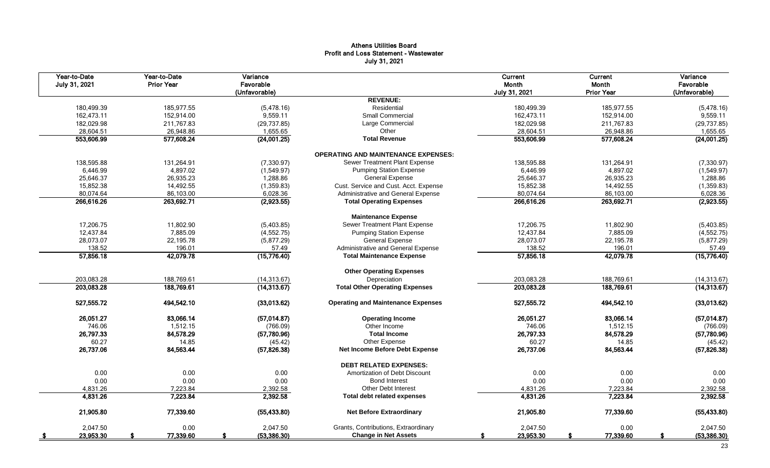# Athens Utilities Board
## Profit and Loss Statement - Wastewater
### July 31, 2021

| Year-to-Date July 31, 2021 | Year-to-Date Prior Year | Variance Favorable (Unfavorable) | | Current Month July 31, 2021 | Current Month Prior Year | Variance Favorable (Unfavorable) |
|---|---|---|---|---|---|---|
| | | | **REVENUE:** | | | |
| 180,499.39 | 185,977.55 | (5,478.16) | Residential | 180,499.39 | 185,977.55 | (5,478.16) |
| 162,473.11 | 152,914.00 | 9,559.11 | Small Commercial | 162,473.11 | 152,914.00 | 9,559.11 |
| 182,029.98 | 211,767.83 | (29,737.85) | Large Commercial | 182,029.98 | 211,767.83 | (29,737.85) |
| 28,604.51 | 26,948.86 | 1,655.65 | Other | 28,604.51 | 26,948.86 | 1,655.65 |
| **553,606.99** | **577,608.24** | **(24,001.25)** | **Total Revenue** | **553,606.99** | **577,608.24** | **(24,001.25)** |
| | | | **OPERATING AND MAINTENANCE EXPENSES:** | | | |
| 138,595.88 | 131,264.91 | (7,330.97) | Sewer Treatment Plant Expense | 138,595.88 | 131,264.91 | (7,330.97) |
| 6,446.99 | 4,897.02 | (1,549.97) | Pumping Station Expense | 6,446.99 | 4,897.02 | (1,549.97) |
| 25,646.37 | 26,935.23 | 1,288.86 | General Expense | 25,646.37 | 26,935.23 | 1,288.86 |
| 15,852.38 | 14,492.55 | (1,359.83) | Cust. Service and Cust. Acct. Expense | 15,852.38 | 14,492.55 | (1,359.83) |
| 80,074.64 | 86,103.00 | 6,028.36 | Administrative and General Expense | 80,074.64 | 86,103.00 | 6,028.36 |
| **266,616.26** | **263,692.71** | **(2,923.55)** | **Total Operating Expenses** | **266,616.26** | **263,692.71** | **(2,923.55)** |
| | | | **Maintenance Expense** | | | |
| 17,206.75 | 11,802.90 | (5,403.85) | Sewer Treatment Plant Expense | 17,206.75 | 11,802.90 | (5,403.85) |
| 12,437.84 | 7,885.09 | (4,552.75) | Pumping Station Expense | 12,437.84 | 7,885.09 | (4,552.75) |
| 28,073.07 | 22,195.78 | (5,877.29) | General Expense | 28,073.07 | 22,195.78 | (5,877.29) |
| 138.52 | 196.01 | 57.49 | Administrative and General Expense | 138.52 | 196.01 | 57.49 |
| **57,856.18** | **42,079.78** | **(15,776.40)** | **Total Maintenance Expense** | **57,856.18** | **42,079.78** | **(15,776.40)** |
| | | | **Other Operating Expenses** | | | |
| 203,083.28 | 188,769.61 | (14,313.67) | Depreciation | 203,083.28 | 188,769.61 | (14,313.67) |
| **203,083.28** | **188,769.61** | **(14,313.67)** | **Total Other Operating Expenses** | **203,083.28** | **188,769.61** | **(14,313.67)** |
| **527,555.72** | **494,542.10** | **(33,013.62)** | **Operating and Maintenance Expenses** | **527,555.72** | **494,542.10** | **(33,013.62)** |
| **26,051.27** | **83,066.14** | **(57,014.87)** | **Operating Income** | **26,051.27** | **83,066.14** | **(57,014.87)** |
| 746.06 | 1,512.15 | (766.09) | Other Income | 746.06 | 1,512.15 | (766.09) |
| **26,797.33** | **84,578.29** | **(57,780.96)** | **Total Income** | **26,797.33** | **84,578.29** | **(57,780.96)** |
| 60.27 | 14.85 | (45.42) | Other Expense | 60.27 | 14.85 | (45.42) |
| **26,737.06** | **84,563.44** | **(57,826.38)** | **Net Income Before Debt Expense** | **26,737.06** | **84,563.44** | **(57,826.38)** |
| | | | **DEBT RELATED EXPENSES:** | | | |
| 0.00 | 0.00 | 0.00 | Amortization of Debt Discount | 0.00 | 0.00 | 0.00 |
| 0.00 | 0.00 | 0.00 | Bond Interest | 0.00 | 0.00 | 0.00 |
| 4,831.26 | 7,223.84 | 2,392.58 | Other Debt Interest | 4,831.26 | 7,223.84 | 2,392.58 |
| **4,831.26** | **7,223.84** | **2,392.58** | **Total debt related expenses** | **4,831.26** | **7,223.84** | **2,392.58** |
| **21,905.80** | **77,339.60** | **(55,433.80)** | **Net Before Extraordinary** | **21,905.80** | **77,339.60** | **(55,433.80)** |
| 2,047.50 | 0.00 | 2,047.50 | Grants, Contributions, Extraordinary | 2,047.50 | 0.00 | 2,047.50 |
| **$ 23,953.30** | **$ 77,339.60** | **$ (53,386.30)** | **Change in Net Assets** | **$ 23,953.30** | **$ 77,339.60** | **$ (53,386.30)** |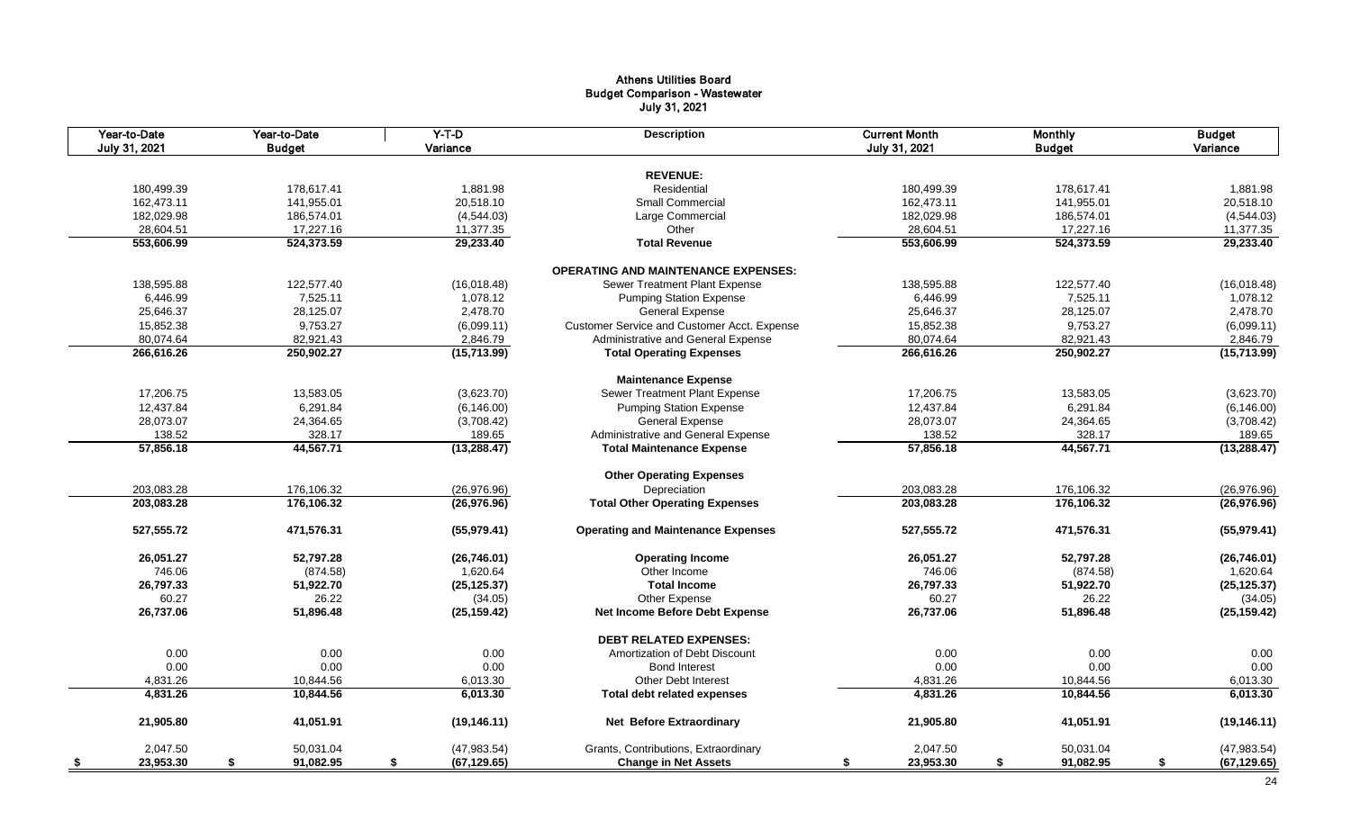# Athens Utilities Board
## Budget Comparison - Wastewater
### July 31, 2021

| Year-to-Date July 31, 2021 | Year-to-Date Budget | Y-T-D Variance | Description | Current Month July 31, 2021 | Monthly Budget | Budget Variance |
|---|---|---|---|---|---|---|
| | | | **REVENUE:** | | | |
| 180,499.39 | 178,617.41 | 1,881.98 | Residential | 180,499.39 | 178,617.41 | 1,881.98 |
| 162,473.11 | 141,955.01 | 20,518.10 | Small Commercial | 162,473.11 | 141,955.01 | 20,518.10 |
| 182,029.98 | 186,574.01 | (4,544.03) | Large Commercial | 182,029.98 | 186,574.01 | (4,544.03) |
| 28,604.51 | 17,227.16 | 11,377.35 | Other | 28,604.51 | 17,227.16 | 11,377.35 |
| **553,606.99** | **524,373.59** | **29,233.40** | **Total Revenue** | **553,606.99** | **524,373.59** | **29,233.40** |
| | | | **OPERATING AND MAINTENANCE EXPENSES:** | | | |
| 138,595.88 | 122,577.40 | (16,018.48) | Sewer Treatment Plant Expense | 138,595.88 | 122,577.40 | (16,018.48) |
| 6,446.99 | 7,525.11 | 1,078.12 | Pumping Station Expense | 6,446.99 | 7,525.11 | 1,078.12 |
| 25,646.37 | 28,125.07 | 2,478.70 | General Expense | 25,646.37 | 28,125.07 | 2,478.70 |
| 15,852.38 | 9,753.27 | (6,099.11) | Customer Service and Customer Acct. Expense | 15,852.38 | 9,753.27 | (6,099.11) |
| 80,074.64 | 82,921.43 | 2,846.79 | Administrative and General Expense | 80,074.64 | 82,921.43 | 2,846.79 |
| **266,616.26** | **250,902.27** | **(15,713.99)** | **Total Operating Expenses** | **266,616.26** | **250,902.27** | **(15,713.99)** |
| | | | **Maintenance Expense** | | | |
| 17,206.75 | 13,583.05 | (3,623.70) | Sewer Treatment Plant Expense | 17,206.75 | 13,583.05 | (3,623.70) |
| 12,437.84 | 6,291.84 | (6,146.00) | Pumping Station Expense | 12,437.84 | 6,291.84 | (6,146.00) |
| 28,073.07 | 24,364.65 | (3,708.42) | General Expense | 28,073.07 | 24,364.65 | (3,708.42) |
| 138.52 | 328.17 | 189.65 | Administrative and General Expense | 138.52 | 328.17 | 189.65 |
| **57,856.18** | **44,567.71** | **(13,288.47)** | **Total Maintenance Expense** | **57,856.18** | **44,567.71** | **(13,288.47)** |
| | | | **Other Operating Expenses** | | | |
| 203,083.28 | 176,106.32 | (26,976.96) | Depreciation | 203,083.28 | 176,106.32 | (26,976.96) |
| **203,083.28** | **176,106.32** | **(26,976.96)** | **Total Other Operating Expenses** | **203,083.28** | **176,106.32** | **(26,976.96)** |
| **527,555.72** | **471,576.31** | **(55,979.41)** | **Operating and Maintenance Expenses** | **527,555.72** | **471,576.31** | **(55,979.41)** |
| **26,051.27** | **52,797.28** | **(26,746.01)** | **Operating Income** | **26,051.27** | **52,797.28** | **(26,746.01)** |
| 746.06 | (874.58) | 1,620.64 | Other Income | 746.06 | (874.58) | 1,620.64 |
| **26,797.33** | **51,922.70** | **(25,125.37)** | **Total Income** | **26,797.33** | **51,922.70** | **(25,125.37)** |
| 60.27 | 26.22 | (34.05) | Other Expense | 60.27 | 26.22 | (34.05) |
| **26,737.06** | **51,896.48** | **(25,159.42)** | **Net Income Before Debt Expense** | **26,737.06** | **51,896.48** | **(25,159.42)** |
| | | | **DEBT RELATED EXPENSES:** | | | |
| 0.00 | 0.00 | 0.00 | Amortization of Debt Discount | 0.00 | 0.00 | 0.00 |
| 0.00 | 0.00 | 0.00 | Bond Interest | 0.00 | 0.00 | 0.00 |
| 4,831.26 | 10,844.56 | 6,013.30 | Other Debt Interest | 4,831.26 | 10,844.56 | 6,013.30 |
| **4,831.26** | **10,844.56** | **6,013.30** | **Total debt related expenses** | **4,831.26** | **10,844.56** | **6,013.30** |
| **21,905.80** | **41,051.91** | **(19,146.11)** | **Net Before Extraordinary** | **21,905.80** | **41,051.91** | **(19,146.11)** |
| 2,047.50 | 50,031.04 | (47,983.54) | Grants, Contributions, Extraordinary | 2,047.50 | 50,031.04 | (47,983.54) |
| **$ 23,953.30** | **$ 91,082.95** | **$ (67,129.65)** | **Change in Net Assets** | **$ 23,953.30** | **$ 91,082.95** | **$ (67,129.65)** |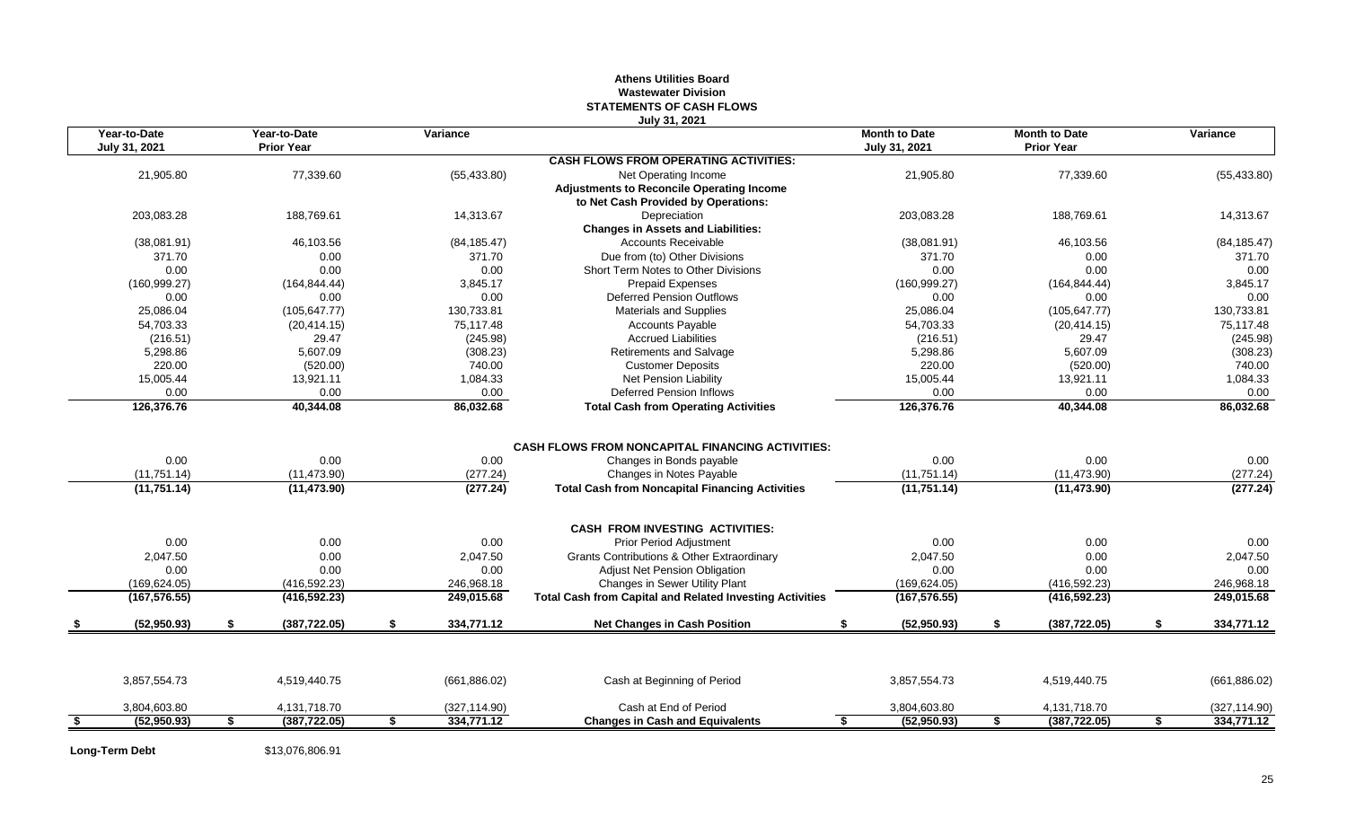**Athens Utilities Board**
**Wastewater Division**
**STATEMENTS OF CASH FLOWS**
**July 31, 2021**

| Year-to-Date July 31, 2021 | Year-to-Date Prior Year | Variance | | Month to Date July 31, 2021 | Month to Date Prior Year | Variance |
|---|---|---|---|---|---|---|
| | | | **CASH FLOWS FROM OPERATING ACTIVITIES:** | | | |
| 21,905.80 | 77,339.60 | (55,433.80) | Net Operating Income | 21,905.80 | 77,339.60 | (55,433.80) |
| | | | **Adjustments to Reconcile Operating Income to Net Cash Provided by Operations:** | | | |
| 203,083.28 | 188,769.61 | 14,313.67 | Depreciation | 203,083.28 | 188,769.61 | 14,313.67 |
| | | | **Changes in Assets and Liabilities:** | | | |
| (38,081.91) | 46,103.56 | (84,185.47) | Accounts Receivable | (38,081.91) | 46,103.56 | (84,185.47) |
| 371.70 | 0.00 | 371.70 | Due from (to) Other Divisions | 371.70 | 0.00 | 371.70 |
| 0.00 | 0.00 | 0.00 | Short Term Notes to Other Divisions | 0.00 | 0.00 | 0.00 |
| (160,999.27) | (164,844.44) | 3,845.17 | Prepaid Expenses | (160,999.27) | (164,844.44) | 3,845.17 |
| 0.00 | 0.00 | 0.00 | Deferred Pension Outflows | 0.00 | 0.00 | 0.00 |
| 25,086.04 | (105,647.77) | 130,733.81 | Materials and Supplies | 25,086.04 | (105,647.77) | 130,733.81 |
| 54,703.33 | (20,414.15) | 75,117.48 | Accounts Payable | 54,703.33 | (20,414.15) | 75,117.48 |
| (216.51) | 29.47 | (245.98) | Accrued Liabilities | (216.51) | 29.47 | (245.98) |
| 5,298.86 | 5,607.09 | (308.23) | Retirements and Salvage | 5,298.86 | 5,607.09 | (308.23) |
| 220.00 | (520.00) | 740.00 | Customer Deposits | 220.00 | (520.00) | 740.00 |
| 15,005.44 | 13,921.11 | 1,084.33 | Net Pension Liability | 15,005.44 | 13,921.11 | 1,084.33 |
| 0.00 | 0.00 | 0.00 | Deferred Pension Inflows | 0.00 | 0.00 | 0.00 |
| **126,376.76** | **40,344.08** | **86,032.68** | **Total Cash from Operating Activities** | **126,376.76** | **40,344.08** | **86,032.68** |
| | | | **CASH FLOWS FROM NONCAPITAL FINANCING ACTIVITIES:** | | | |
| 0.00 | 0.00 | 0.00 | Changes in Bonds payable | 0.00 | 0.00 | 0.00 |
| (11,751.14) | (11,473.90) | (277.24) | Changes in Notes Payable | (11,751.14) | (11,473.90) | (277.24) |
| **(11,751.14)** | **(11,473.90)** | **(277.24)** | **Total Cash from Noncapital Financing Activities** | **(11,751.14)** | **(11,473.90)** | **(277.24)** |
| | | | **CASH FROM INVESTING ACTIVITIES:** | | | |
| 0.00 | 0.00 | 0.00 | Prior Period Adjustment | 0.00 | 0.00 | 0.00 |
| 2,047.50 | 0.00 | 2,047.50 | Grants Contributions & Other Extraordinary | 2,047.50 | 0.00 | 2,047.50 |
| 0.00 | 0.00 | 0.00 | Adjust Net Pension Obligation | 0.00 | 0.00 | 0.00 |
| (169,624.05) | (416,592.23) | 246,968.18 | Changes in Sewer Utility Plant | (169,624.05) | (416,592.23) | 246,968.18 |
| **(167,576.55)** | **(416,592.23)** | **249,015.68** | **Total Cash from Capital and Related Investing Activities** | **(167,576.55)** | **(416,592.23)** | **249,015.68** |
| **$ (52,950.93)** | **$ (387,722.05)** | **$ 334,771.12** | **Net Changes in Cash Position** | **$ (52,950.93)** | **$ (387,722.05)** | **$ 334,771.12** |
| 3,857,554.73 | 4,519,440.75 | (661,886.02) | Cash at Beginning of Period | 3,857,554.73 | 4,519,440.75 | (661,886.02) |
| 3,804,603.80 | 4,131,718.70 | (327,114.90) | Cash at End of Period | 3,804,603.80 | 4,131,718.70 | (327,114.90) |
| **$ (52,950.93)** | **$ (387,722.05)** | **$ 334,771.12** | **Changes in Cash and Equivalents** | **$ (52,950.93)** | **$ (387,722.05)** | **$ 334,771.12** |

**Long-Term Debt** $13,076,806.91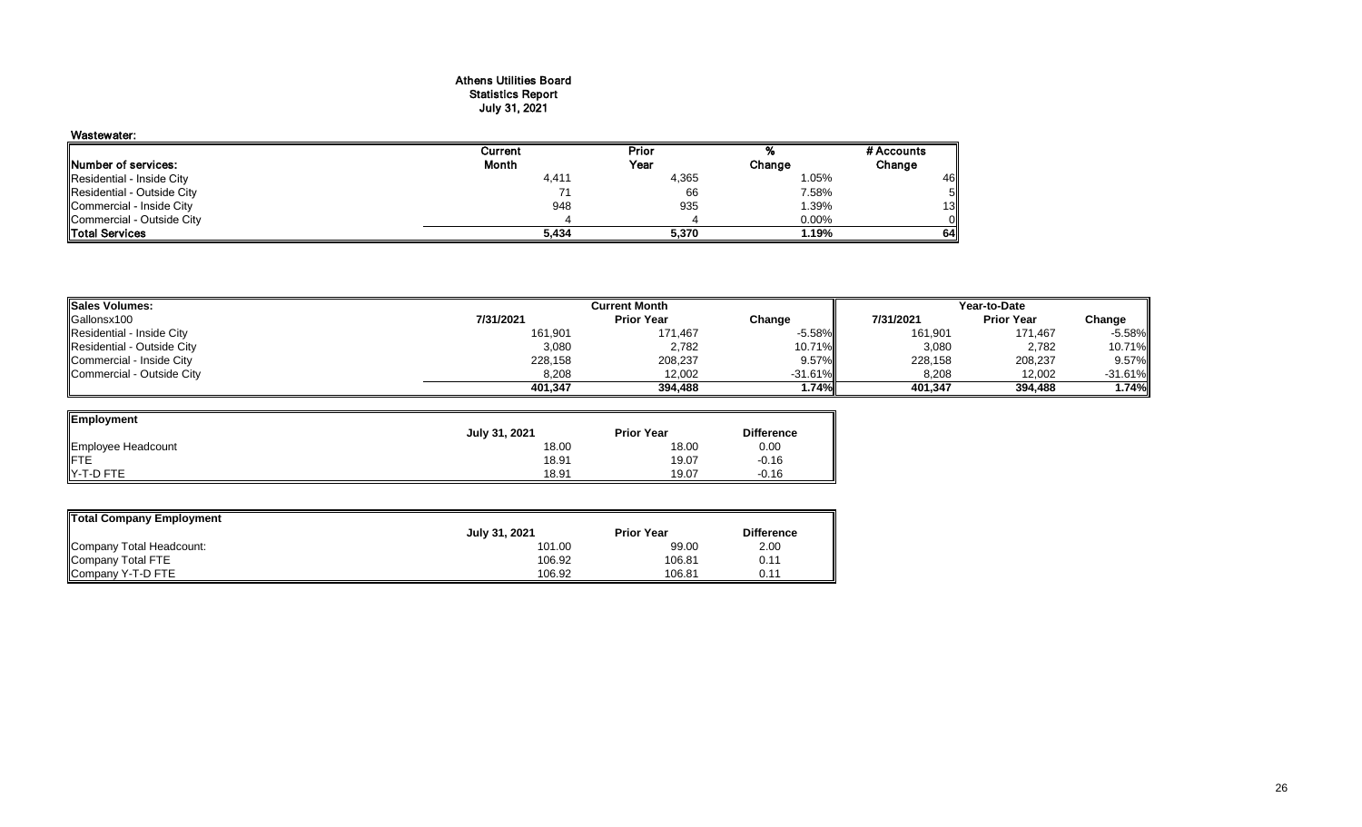# Athens Utilities Board
## Statistics Report
### July 31, 2021

**Wastewater:**

| Number of services: | Current Month | Prior Year | % Change | # Accounts Change |
|---|---|---|---|---|
| Residential - Inside City | 4,411 | 4,365 | 1.05% | 46 |
| Residential - Outside City | 71 | 66 | 7.58% | 5 |
| Commercial - Inside City | 948 | 935 | 1.39% | 13 |
| Commercial - Outside City | 4 | 4 | 0.00% | 0 |
| **Total Services** | **5,434** | **5,370** | **1.19%** | **64** |

| Sales Volumes: | Current Month | | | Year-to-Date | | |
|---|---|---|---|---|---|---|
| Gallonsx100 | 7/31/2021 | Prior Year | Change | 7/31/2021 | Prior Year | Change |
| Residential - Inside City | 161,901 | 171,467 | -5.58% | 161,901 | 171,467 | -5.58% |
| Residential - Outside City | 3,080 | 2,782 | 10.71% | 3,080 | 2,782 | 10.71% |
| Commercial - Inside City | 228,158 | 208,237 | 9.57% | 228,158 | 208,237 | 9.57% |
| Commercial - Outside City | 8,208 | 12,002 | -31.61% | 8,208 | 12,002 | -31.61% |
| | **401,347** | **394,488** | **1.74%** | **401,347** | **394,488** | **1.74%** |

| Employment | July 31, 2021 | Prior Year | Difference |
|---|---|---|---|
| Employee Headcount | 18.00 | 18.00 | 0.00 |
| FTE | 18.91 | 19.07 | -0.16 |
| Y-T-D FTE | 18.91 | 19.07 | -0.16 |

| Total Company Employment | July 31, 2021 | Prior Year | Difference |
|---|---|---|---|
| Company Total Headcount: | 101.00 | 99.00 | 2.00 |
| Company Total FTE | 106.92 | 106.81 | 0.11 |
| Company Y-T-D FTE | 106.92 | 106.81 | 0.11 |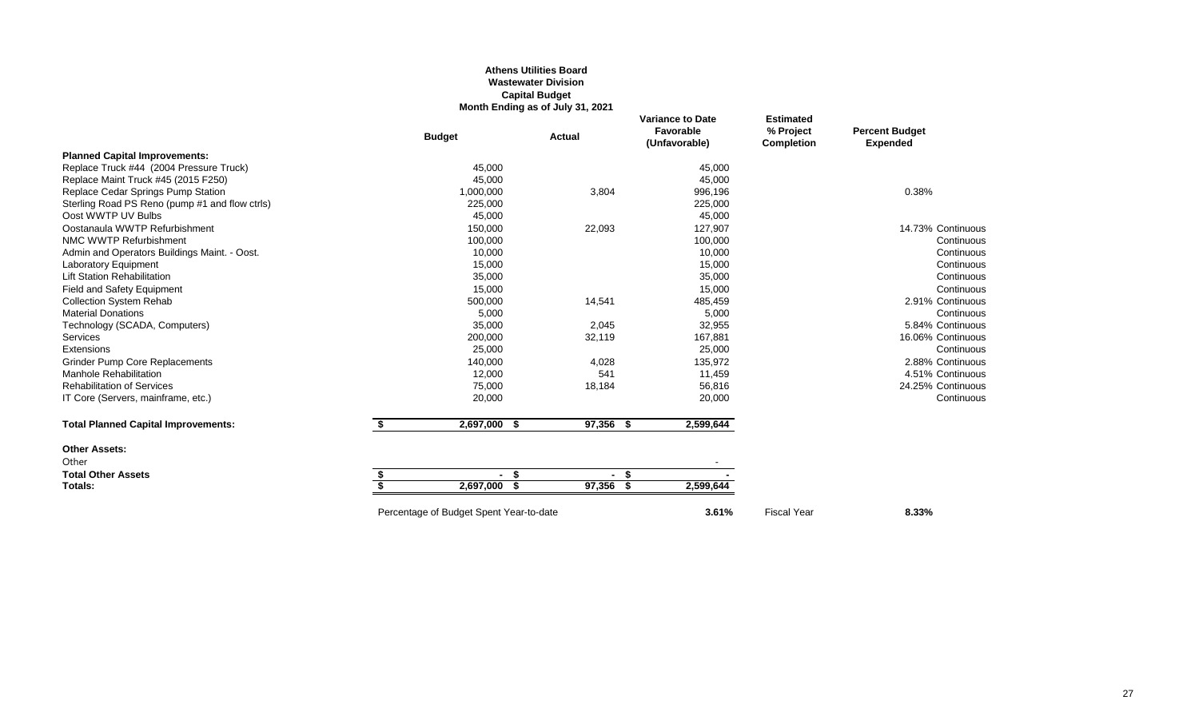**Athens Utilities Board**
**Wastewater Division**
**Capital Budget**
**Month Ending as of July 31, 2021**

| | Budget | Actual | Variance to Date Favorable (Unfavorable) | Estimated % Project Completion | Percent Budget Expended | |
|---|---|---|---|---|---|---|
| **Planned Capital Improvements:** | | | | | | |
| Replace Truck #44 (2004 Pressure Truck) | 45,000 | | 45,000 | | | |
| Replace Maint Truck #45 (2015 F250) | 45,000 | | 45,000 | | | |
| Replace Cedar Springs Pump Station | 1,000,000 | 3,804 | 996,196 | | 0.38% | |
| Sterling Road PS Reno (pump #1 and flow ctrls) | 225,000 | | 225,000 | | | |
| Oost WWTP UV Bulbs | 45,000 | | 45,000 | | | |
| Oostanaula WWTP Refurbishment | 150,000 | 22,093 | 127,907 | | 14.73% | Continuous |
| NMC WWTP Refurbishment | 100,000 | | 100,000 | | | Continuous |
| Admin and Operators Buildings Maint. - Oost. | 10,000 | | 10,000 | | | Continuous |
| Laboratory Equipment | 15,000 | | 15,000 | | | Continuous |
| Lift Station Rehabilitation | 35,000 | | 35,000 | | | Continuous |
| Field and Safety Equipment | 15,000 | | 15,000 | | | Continuous |
| Collection System Rehab | 500,000 | 14,541 | 485,459 | | 2.91% | Continuous |
| Material Donations | 5,000 | | 5,000 | | | Continuous |
| Technology (SCADA, Computers) | 35,000 | 2,045 | 32,955 | | 5.84% | Continuous |
| Services | 200,000 | 32,119 | 167,881 | | 16.06% | Continuous |
| Extensions | 25,000 | | 25,000 | | | Continuous |
| Grinder Pump Core Replacements | 140,000 | 4,028 | 135,972 | | 2.88% | Continuous |
| Manhole Rehabilitation | 12,000 | 541 | 11,459 | | 4.51% | Continuous |
| Rehabilitation of Services | 75,000 | 18,184 | 56,816 | | 24.25% | Continuous |
| IT Core (Servers, mainframe, etc.) | 20,000 | | 20,000 | | | Continuous |
| **Total Planned Capital Improvements:** | **$ 2,697,000** | **$ 97,356** | **$ 2,599,644** | | | |
| **Other Assets:** | | | | | | |
| Other | | | - | | | |
| **Total Other Assets** | **$ -** | **$ -** | **$ -** | | | |
| **Totals:** | **$ 2,697,000** | **$ 97,356** | **$ 2,599,644** | | | |
| Percentage of Budget Spent Year-to-date | | | **3.61%** | Fiscal Year | **8.33%** | |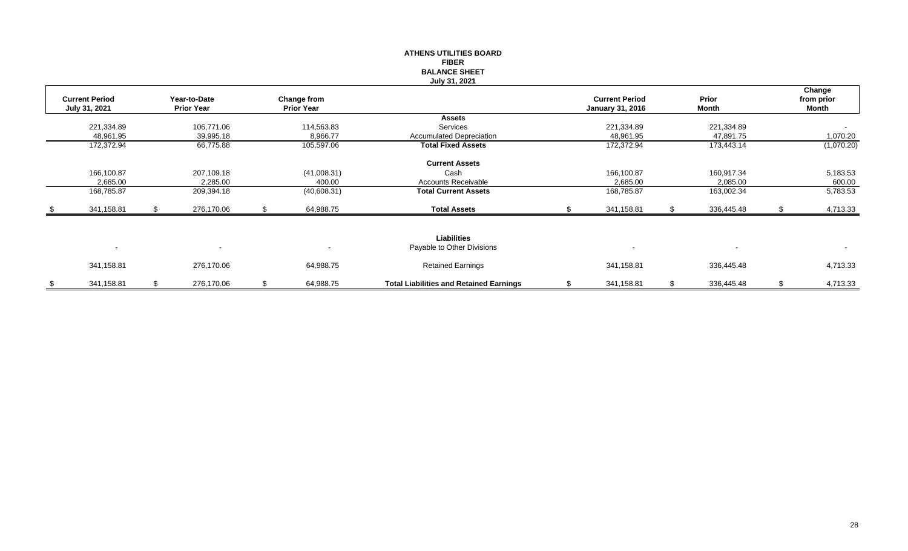**ATHENS UTILITIES BOARD**
**FIBER**
**BALANCE SHEET**
**July 31, 2021**

| Current Period July 31, 2021 | Year-to-Date Prior Year | Change from Prior Year | | Current Period January 31, 2016 | Prior Month | Change from prior Month |
|---|---|---|---|---|---|---|
| | | | **Assets** | | | |
| 221,334.89 | 106,771.06 | 114,563.83 | Services | 221,334.89 | 221,334.89 | - |
| 48,961.95 | 39,995.18 | 8,966.77 | Accumulated Depreciation | 48,961.95 | 47,891.75 | 1,070.20 |
| 172,372.94 | 66,775.88 | 105,597.06 | **Total Fixed Assets** | 172,372.94 | 173,443.14 | (1,070.20) |
| | | | **Current Assets** | | | |
| 166,100.87 | 207,109.18 | (41,008.31) | Cash | 166,100.87 | 160,917.34 | 5,183.53 |
| 2,685.00 | 2,285.00 | 400.00 | Accounts Receivable | 2,685.00 | 2,085.00 | 600.00 |
| 168,785.87 | 209,394.18 | (40,608.31) | **Total Current Assets** | 168,785.87 | 163,002.34 | 5,783.53 |
| $ 341,158.81 | $ 276,170.06 | $ 64,988.75 | **Total Assets** | $ 341,158.81 | $ 336,445.48 | $ 4,713.33 |
| | | | **Liabilities** | | | |
| - | - | - | Payable to Other Divisions | - | - | - |
| 341,158.81 | 276,170.06 | 64,988.75 | Retained Earnings | 341,158.81 | 336,445.48 | 4,713.33 |
| $ 341,158.81 | $ 276,170.06 | $ 64,988.75 | **Total Liabilities and Retained Earnings** | $ 341,158.81 | $ 336,445.48 | $ 4,713.33 |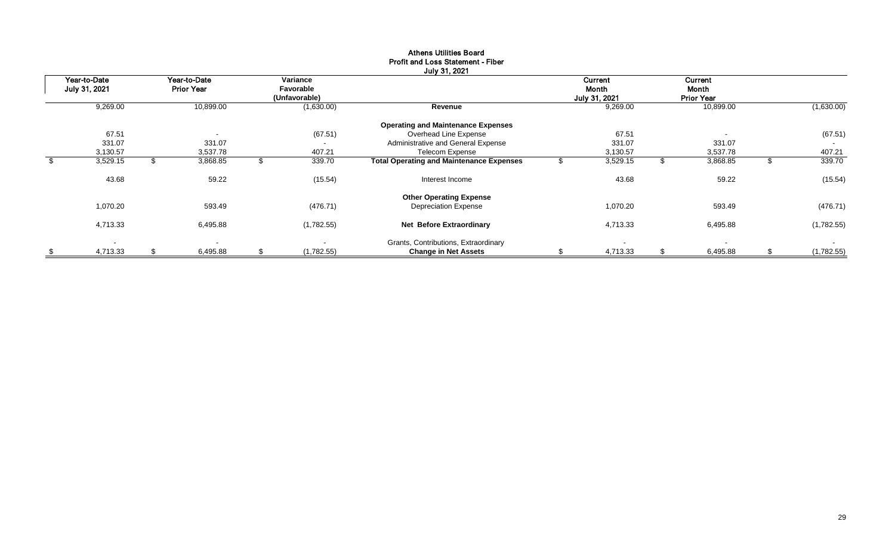# Athens Utilities Board

## Profit and Loss Statement - Fiber

### July 31, 2021

| Year-to-Date July 31, 2021 | Year-to-Date Prior Year | Variance Favorable (Unfavorable) | | Current Month July 31, 2021 | Current Month Prior Year | |
|---|---|---|---|---|---|---|
| 9,269.00 | 10,899.00 | (1,630.00) | **Revenue** | 9,269.00 | 10,899.00 | (1,630.00) |
| | | | **Operating and Maintenance Expenses** | | | |
| 67.51 | - | (67.51) | Overhead Line Expense | 67.51 | - | (67.51) |
| 331.07 | 331.07 | - | Administrative and General Expense | 331.07 | 331.07 | - |
| 3,130.57 | 3,537.78 | 407.21 | Telecom Expense | 3,130.57 | 3,537.78 | 407.21 |
| $ 3,529.15 | $ 3,868.85 | $ 339.70 | **Total Operating and Maintenance Expenses** | $ 3,529.15 | $ 3,868.85 | $ 339.70 |
| 43.68 | 59.22 | (15.54) | Interest Income | 43.68 | 59.22 | (15.54) |
| | | | **Other Operating Expense** | | | |
| 1,070.20 | 593.49 | (476.71) | Depreciation Expense | 1,070.20 | 593.49 | (476.71) |
| 4,713.33 | 6,495.88 | (1,782.55) | **Net Before Extraordinary** | 4,713.33 | 6,495.88 | (1,782.55) |
| - | - | - | Grants, Contributions, Extraordinary | - | - | - |
| $ 4,713.33 | $ 6,495.88 | $ (1,782.55) | **Change in Net Assets** | $ 4,713.33 | $ 6,495.88 | $ (1,782.55) |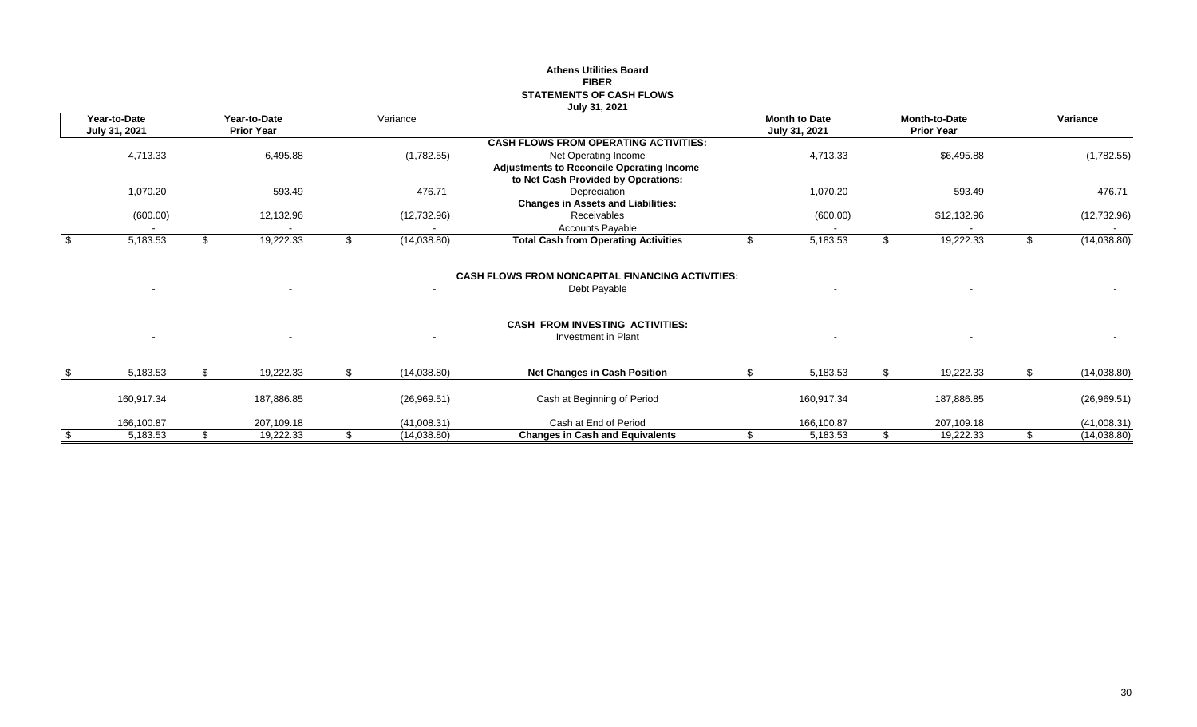# Athens Utilities Board
## FIBER
## STATEMENTS OF CASH FLOWS
### July 31, 2021

| Year-to-Date July 31, 2021 | Year-to-Date Prior Year | Variance | | Month to Date July 31, 2021 | Month-to-Date Prior Year | Variance |
|---|---|---|---|---|---|---|
| | | | **CASH FLOWS FROM OPERATING ACTIVITIES:** | | | |
| 4,713.33 | 6,495.88 | (1,782.55) | Net Operating Income | 4,713.33 | $6,495.88 | (1,782.55) |
| | | | **Adjustments to Reconcile Operating Income** | | | |
| | | | **to Net Cash Provided by Operations:** | | | |
| 1,070.20 | 593.49 | 476.71 | Depreciation | 1,070.20 | 593.49 | 476.71 |
| | | | **Changes in Assets and Liabilities:** | | | |
| (600.00) | 12,132.96 | (12,732.96) | Receivables | (600.00) | $12,132.96 | (12,732.96) |
| - | - | - | Accounts Payable | - | - | - |
| $ 5,183.53 | $ 19,222.33 | $ (14,038.80) | **Total Cash from Operating Activities** | $ 5,183.53 | $ 19,222.33 | $ (14,038.80) |
| | | | **CASH FLOWS FROM NONCAPITAL FINANCING ACTIVITIES:** | | | |
| - | - | - | Debt Payable | - | - | - |
| | | | **CASH FROM INVESTING ACTIVITIES:** | | | |
| - | - | - | Investment in Plant | - | - | - |
| $ 5,183.53 | $ 19,222.33 | $ (14,038.80) | **Net Changes in Cash Position** | $ 5,183.53 | $ 19,222.33 | $ (14,038.80) |
| 160,917.34 | 187,886.85 | (26,969.51) | Cash at Beginning of Period | 160,917.34 | 187,886.85 | (26,969.51) |
| 166,100.87 | 207,109.18 | (41,008.31) | Cash at End of Period | 166,100.87 | 207,109.18 | (41,008.31) |
| $ 5,183.53 | $ 19,222.33 | $ (14,038.80) | **Changes in Cash and Equivalents** | $ 5,183.53 | $ 19,222.33 | $ (14,038.80) |